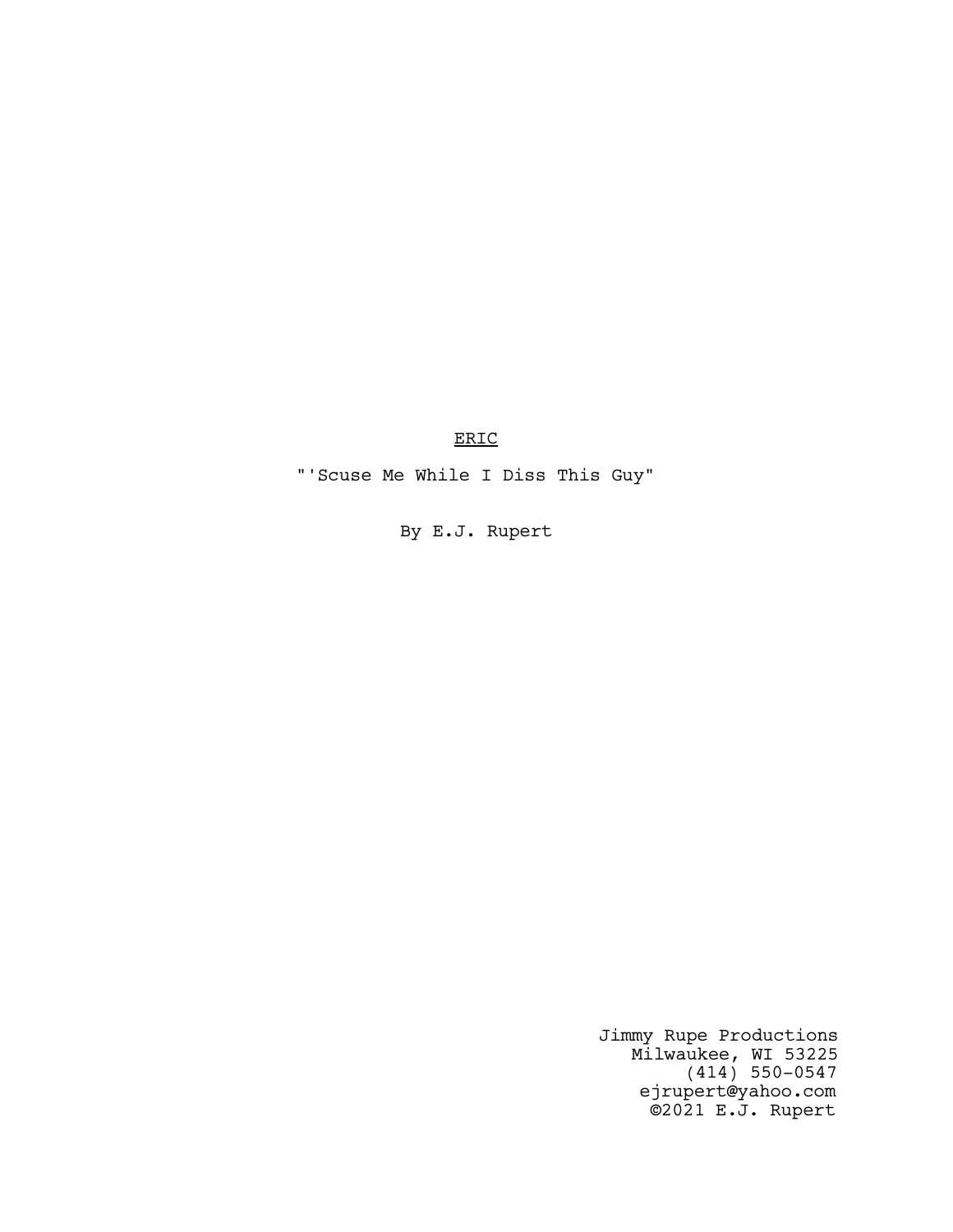<u>ERIC</u>

"'Scuse Me While I Diss This Guy"

By E.J. Rupert

Jimmy Rupe Productions
Milwaukee, WI 53225
(414) 550-0547
ejrupert@yahoo.com
©2021 E.J. Rupert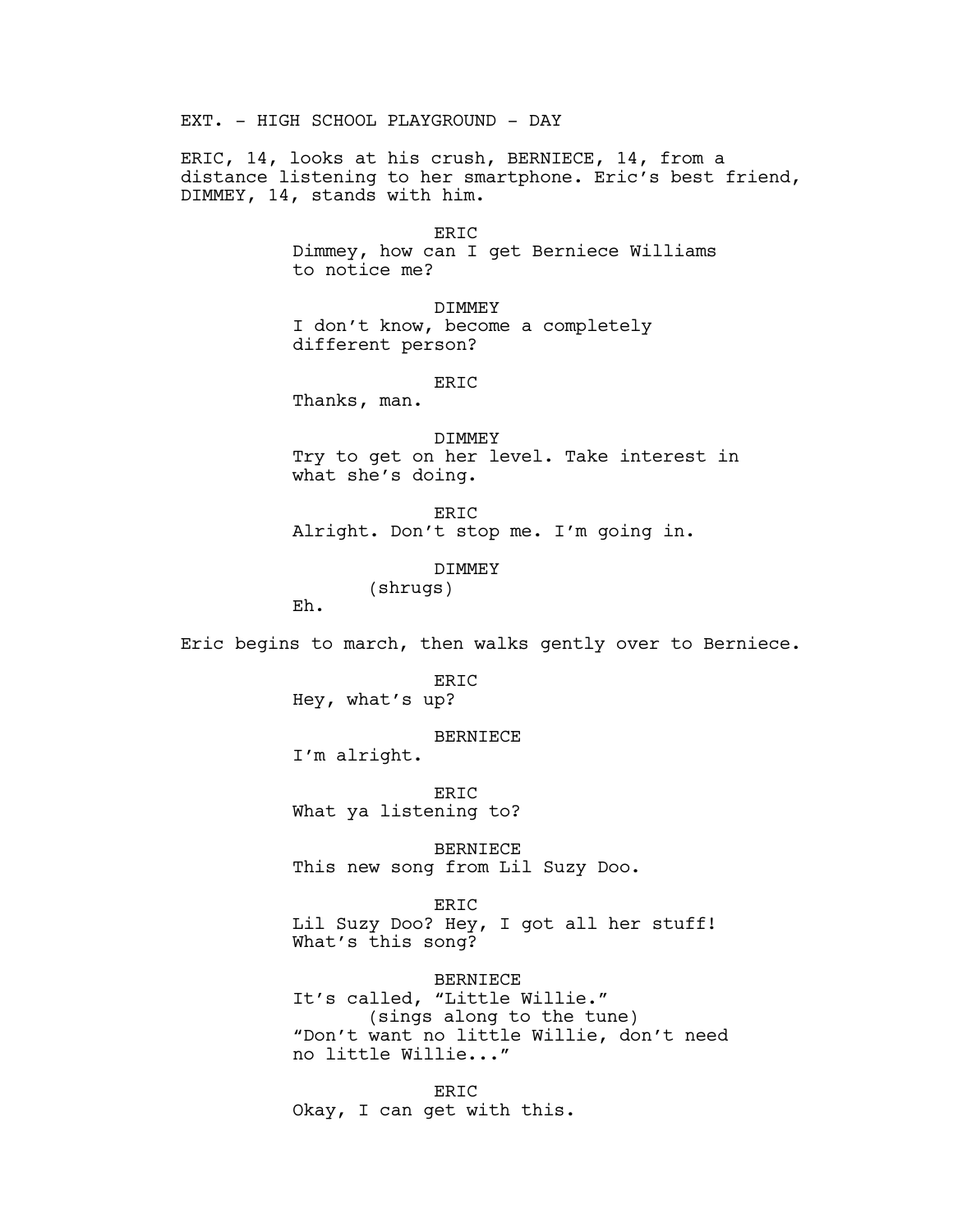EXT. - HIGH SCHOOL PLAYGROUND - DAY

ERIC, 14, looks at his crush, BERNIECE, 14, from a distance listening to her smartphone. Eric's best friend, DIMMEY, 14, stands with him.

ERIC
Dimmey, how can I get Berniece Williams to notice me?

DIMMEY
I don't know, become a completely different person?

ERIC
Thanks, man.

DIMMEY
Try to get on her level. Take interest in what she's doing.

ERIC
Alright. Don't stop me. I'm going in.

DIMMEY
(shrugs)
Eh.

Eric begins to march, then walks gently over to Berniece.

ERIC
Hey, what's up?

BERNIECE
I'm alright.

ERIC
What ya listening to?

BERNIECE
This new song from Lil Suzy Doo.

ERIC
Lil Suzy Doo? Hey, I got all her stuff! What's this song?

BERNIECE
It's called, "Little Willie."
(sings along to the tune)
"Don't want no little Willie, don't need no little Willie..."

ERIC
Okay, I can get with this.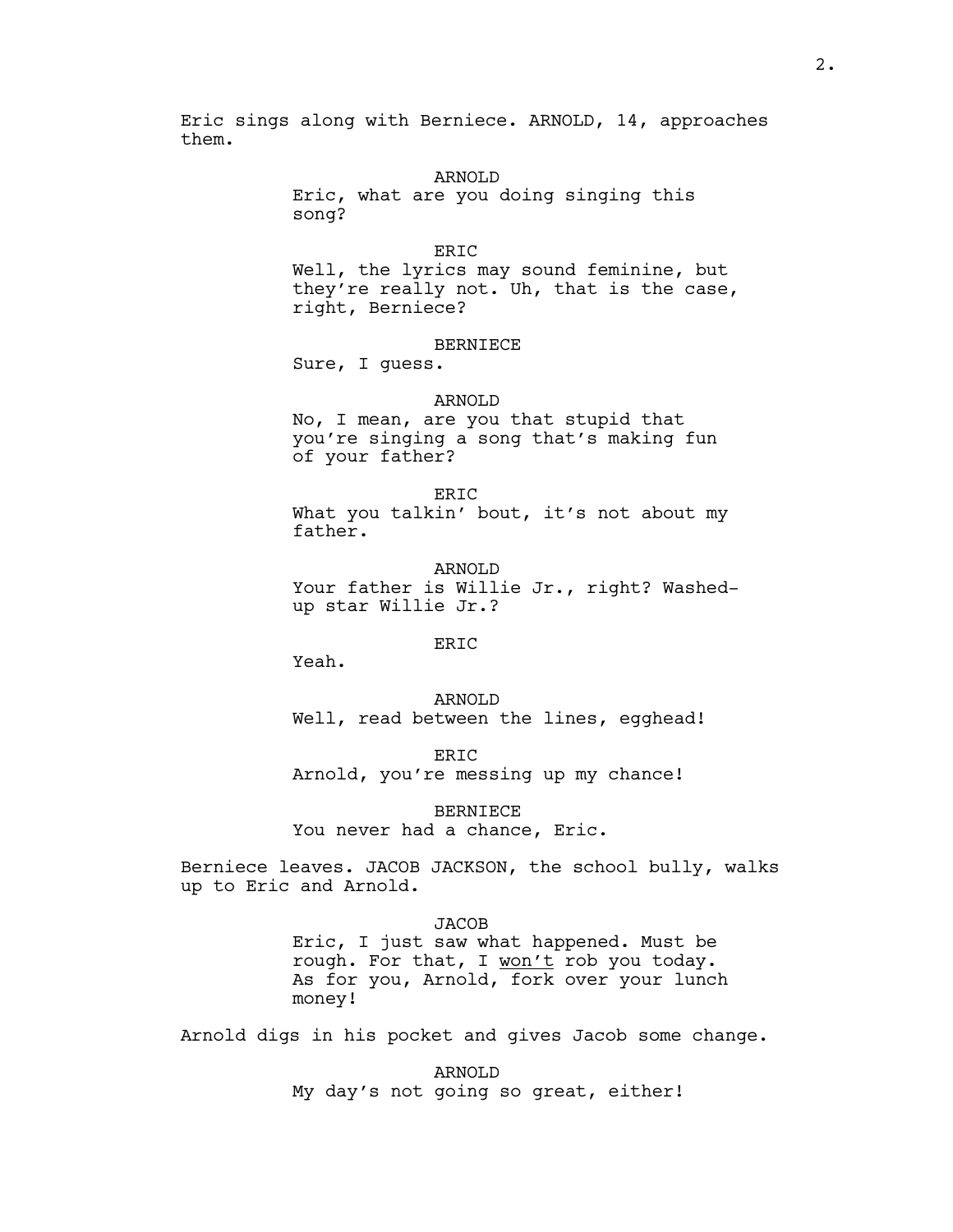Eric sings along with Berniece. ARNOLD, 14, approaches them.

ARNOLD
Eric, what are you doing singing this song?

ERIC
Well, the lyrics may sound feminine, but they're really not. Uh, that is the case, right, Berniece?

BERNIECE
Sure, I guess.

ARNOLD
No, I mean, are you that stupid that you're singing a song that's making fun of your father?

ERIC
What you talkin' bout, it's not about my father.

ARNOLD
Your father is Willie Jr., right? Washed-up star Willie Jr.?

ERIC
Yeah.

ARNOLD
Well, read between the lines, egghead!

ERIC
Arnold, you're messing up my chance!

BERNIECE
You never had a chance, Eric.

Berniece leaves. JACOB JACKSON, the school bully, walks up to Eric and Arnold.

JACOB
Eric, I just saw what happened. Must be rough. For that, I <u>won't</u> rob you today. As for you, Arnold, fork over your lunch money!

Arnold digs in his pocket and gives Jacob some change.

ARNOLD
My day's not going so great, either!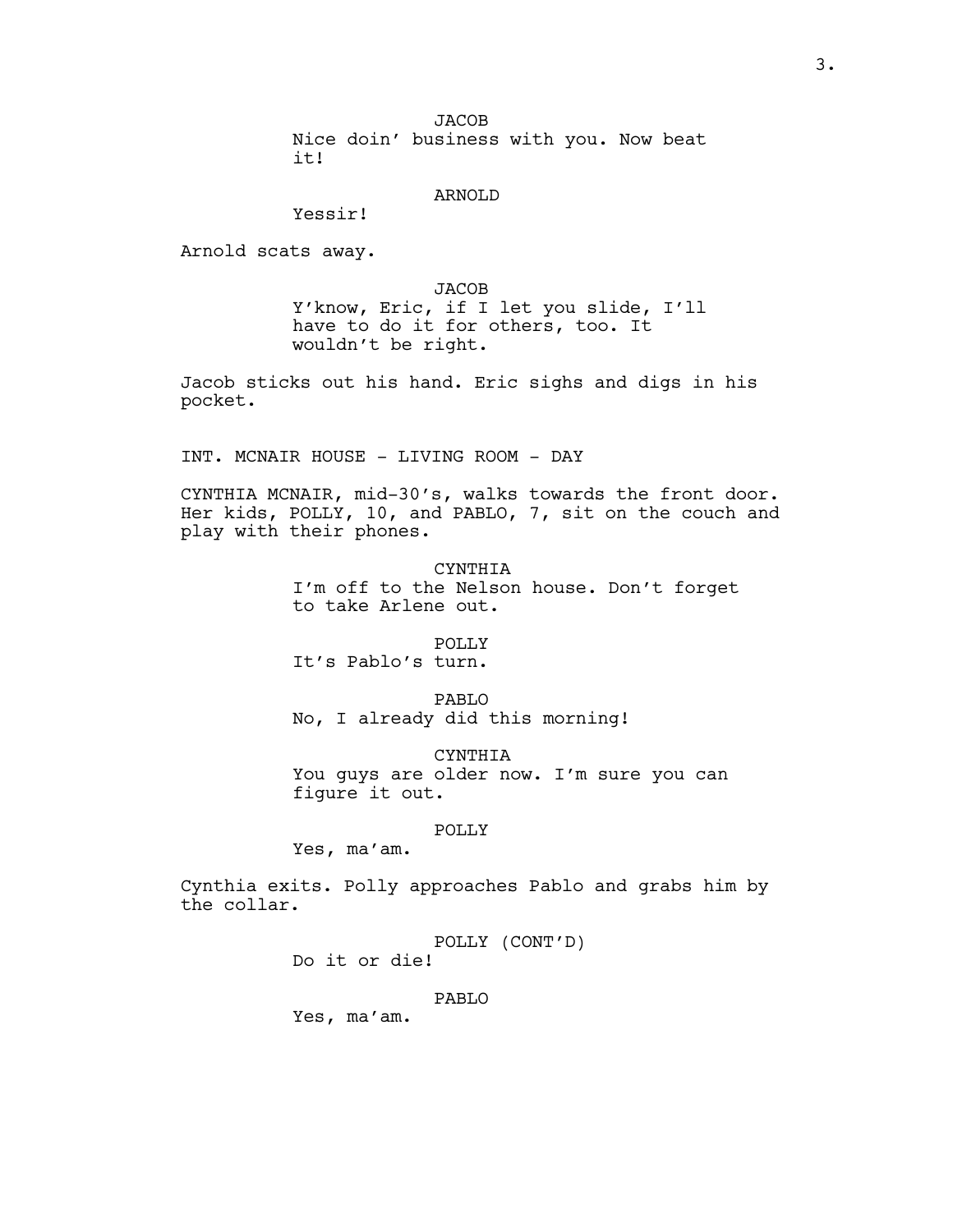JACOB
Nice doin' business with you. Now beat it!

ARNOLD
Yessir!

Arnold scats away.

JACOB
Y'know, Eric, if I let you slide, I'll have to do it for others, too. It wouldn't be right.

Jacob sticks out his hand. Eric sighs and digs in his pocket.

INT. MCNAIR HOUSE - LIVING ROOM - DAY

CYNTHIA MCNAIR, mid-30's, walks towards the front door. Her kids, POLLY, 10, and PABLO, 7, sit on the couch and play with their phones.

CYNTHIA
I'm off to the Nelson house. Don't forget to take Arlene out.

POLLY
It's Pablo's turn.

PABLO
No, I already did this morning!

CYNTHIA
You guys are older now. I'm sure you can figure it out.

POLLY
Yes, ma'am.

Cynthia exits. Polly approaches Pablo and grabs him by the collar.

POLLY (CONT'D)
Do it or die!

PABLO
Yes, ma'am.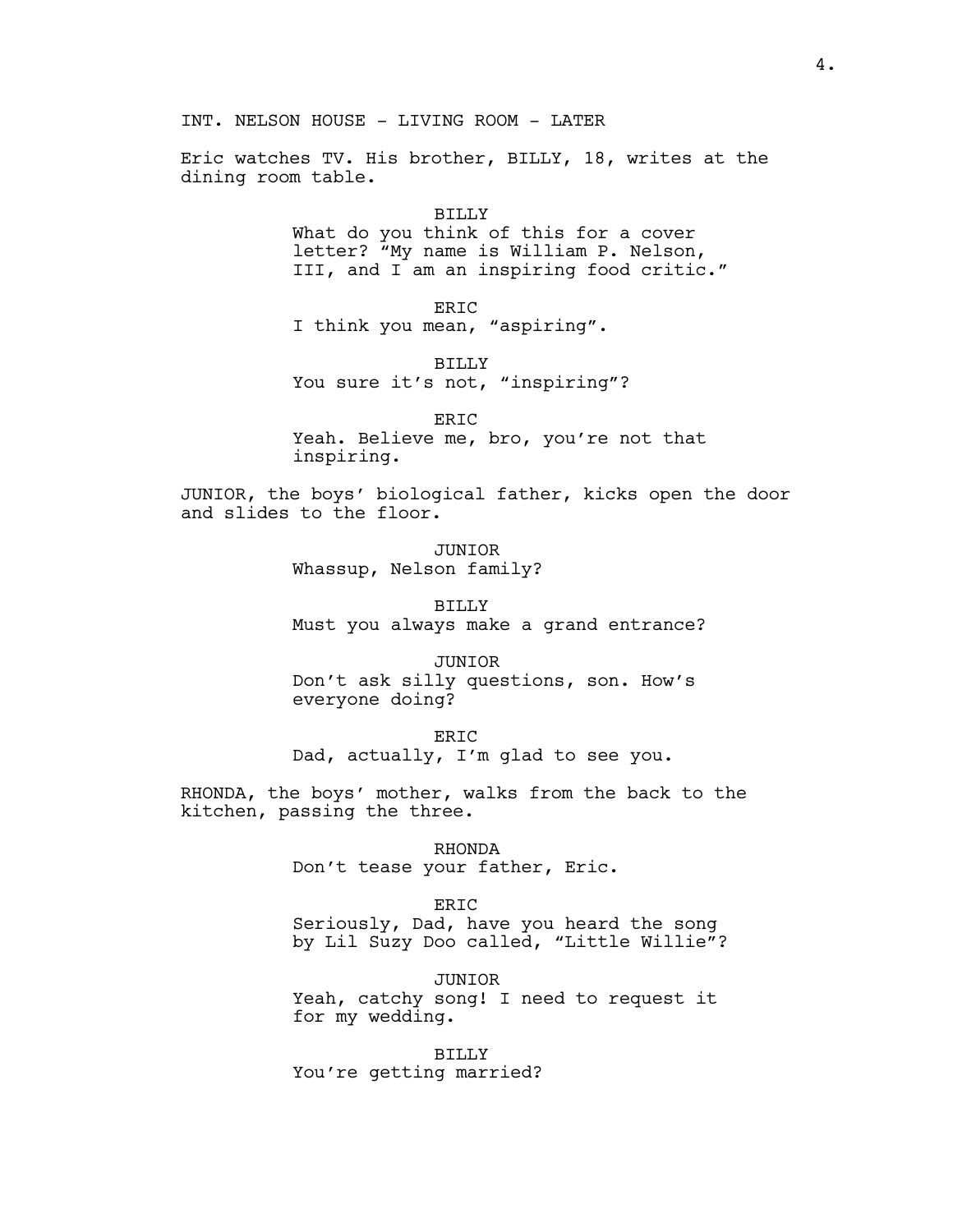INT. NELSON HOUSE - LIVING ROOM - LATER

Eric watches TV. His brother, BILLY, 18, writes at the dining room table.

BILLY
What do you think of this for a cover letter? "My name is William P. Nelson, III, and I am an inspiring food critic."

ERIC
I think you mean, "aspiring".

BILLY
You sure it's not, "inspiring"?

ERIC
Yeah. Believe me, bro, you're not that inspiring.

JUNIOR, the boys' biological father, kicks open the door and slides to the floor.

JUNIOR
Whassup, Nelson family?

BILLY
Must you always make a grand entrance?

JUNIOR
Don't ask silly questions, son. How's everyone doing?

ERIC
Dad, actually, I'm glad to see you.

RHONDA, the boys' mother, walks from the back to the kitchen, passing the three.

RHONDA
Don't tease your father, Eric.

ERIC
Seriously, Dad, have you heard the song by Lil Suzy Doo called, "Little Willie"?

JUNIOR
Yeah, catchy song! I need to request it for my wedding.

BILLY
You're getting married?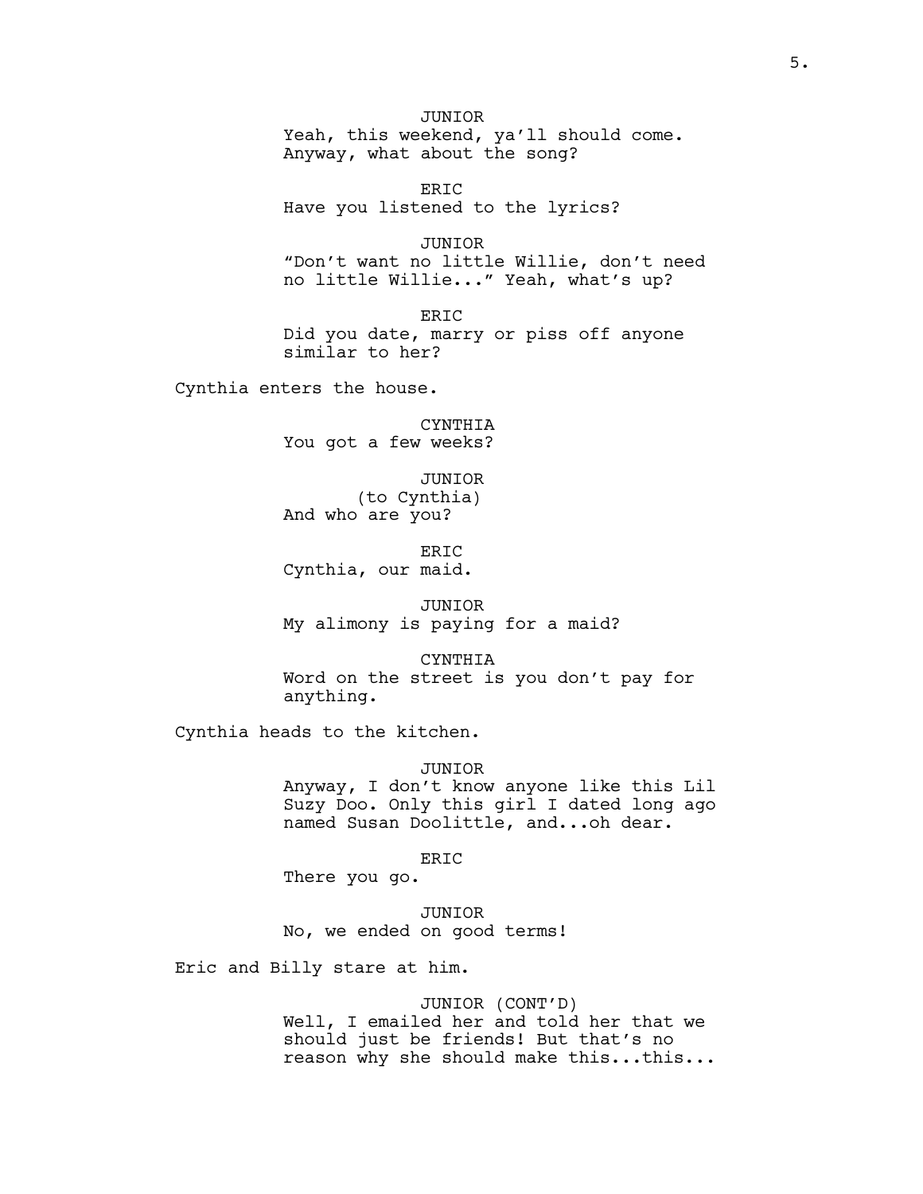JUNIOR
Yeah, this weekend, ya'll should come. Anyway, what about the song?

ERIC
Have you listened to the lyrics?

JUNIOR
"Don't want no little Willie, don't need no little Willie..." Yeah, what's up?

ERIC
Did you date, marry or piss off anyone similar to her?

Cynthia enters the house.

CYNTHIA
You got a few weeks?

JUNIOR
(to Cynthia)
And who are you?

ERIC
Cynthia, our maid.

JUNIOR
My alimony is paying for a maid?

CYNTHIA
Word on the street is you don't pay for anything.

Cynthia heads to the kitchen.

JUNIOR
Anyway, I don't know anyone like this Lil Suzy Doo. Only this girl I dated long ago named Susan Doolittle, and...oh dear.

ERIC
There you go.

JUNIOR
No, we ended on good terms!

Eric and Billy stare at him.

JUNIOR (CONT'D)
Well, I emailed her and told her that we should just be friends! But that's no reason why she should make this...this...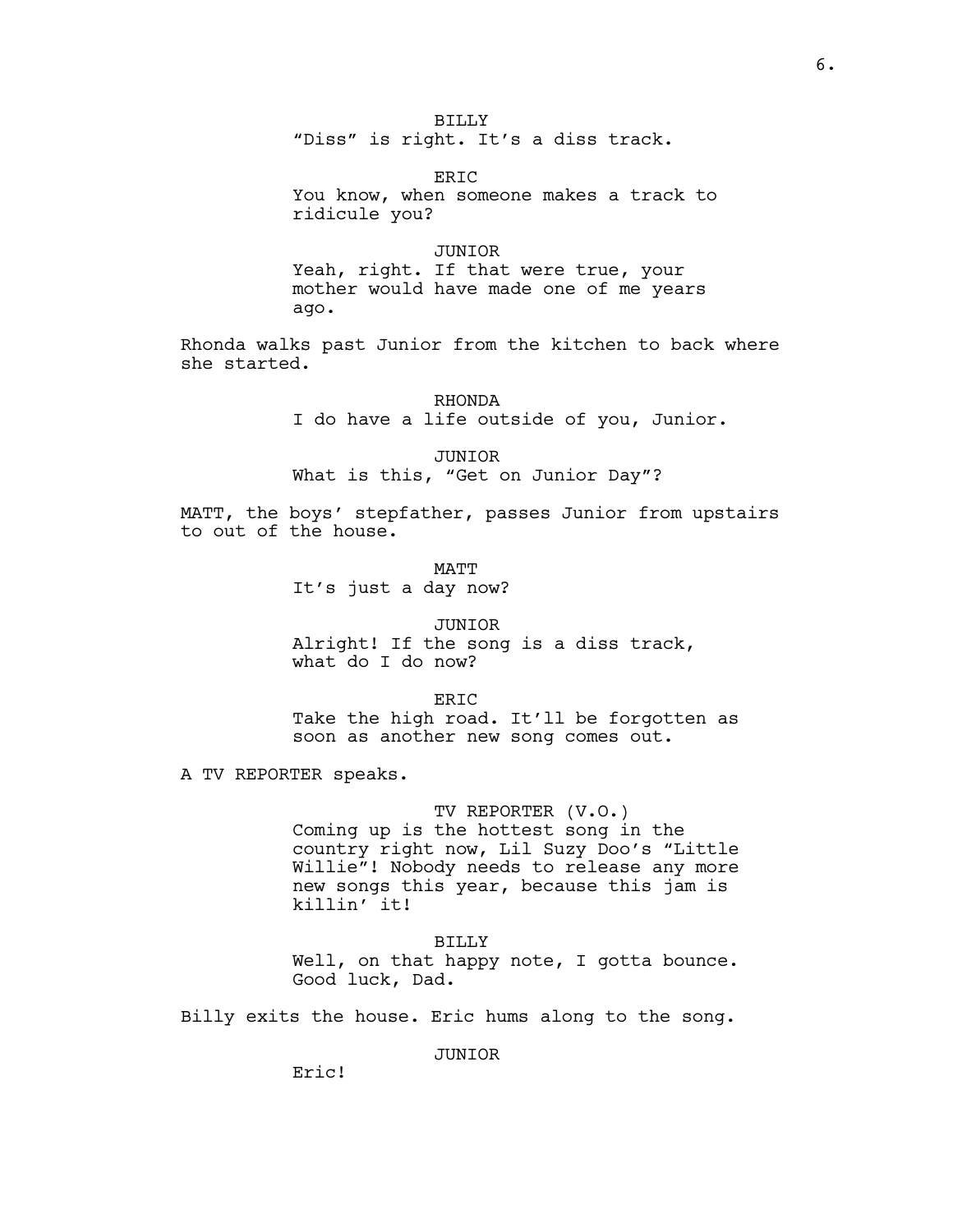BILLY
"Diss" is right. It's a diss track.

ERIC
You know, when someone makes a track to ridicule you?

JUNIOR
Yeah, right. If that were true, your mother would have made one of me years ago.

Rhonda walks past Junior from the kitchen to back where she started.

RHONDA
I do have a life outside of you, Junior.

JUNIOR
What is this, "Get on Junior Day"?

MATT, the boys' stepfather, passes Junior from upstairs to out of the house.

MATT
It's just a day now?

JUNIOR
Alright! If the song is a diss track, what do I do now?

ERIC
Take the high road. It'll be forgotten as soon as another new song comes out.

A TV REPORTER speaks.

TV REPORTER (V.O.)
Coming up is the hottest song in the country right now, Lil Suzy Doo's "Little Willie"! Nobody needs to release any more new songs this year, because this jam is killin' it!

BILLY
Well, on that happy note, I gotta bounce. Good luck, Dad.

Billy exits the house. Eric hums along to the song.

JUNIOR
Eric!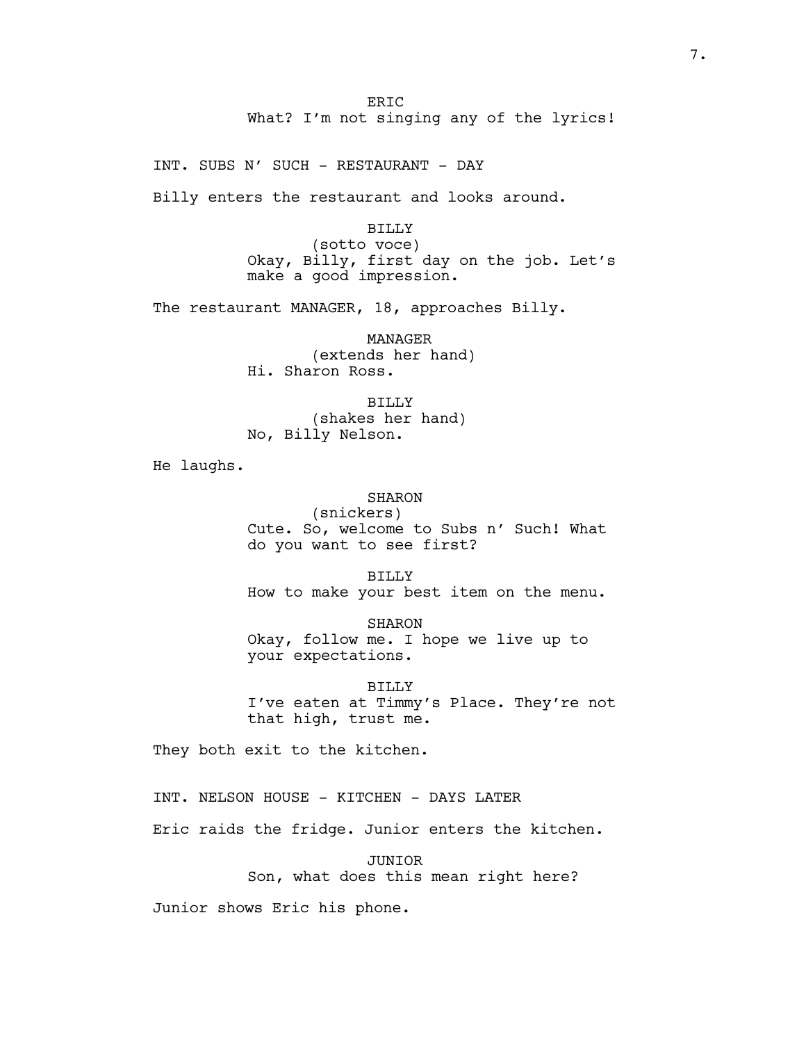ERIC
What? I'm not singing any of the lyrics!

INT. SUBS N' SUCH - RESTAURANT - DAY

Billy enters the restaurant and looks around.

BILLY
(sotto voce)
Okay, Billy, first day on the job. Let's make a good impression.

The restaurant MANAGER, 18, approaches Billy.

MANAGER
(extends her hand)
Hi. Sharon Ross.

BILLY
(shakes her hand)
No, Billy Nelson.

He laughs.

SHARON
(snickers)
Cute. So, welcome to Subs n' Such! What do you want to see first?

BILLY
How to make your best item on the menu.

SHARON
Okay, follow me. I hope we live up to your expectations.

BILLY
I've eaten at Timmy's Place. They're not that high, trust me.

They both exit to the kitchen.

INT. NELSON HOUSE - KITCHEN - DAYS LATER

Eric raids the fridge. Junior enters the kitchen.

JUNIOR
Son, what does this mean right here?

Junior shows Eric his phone.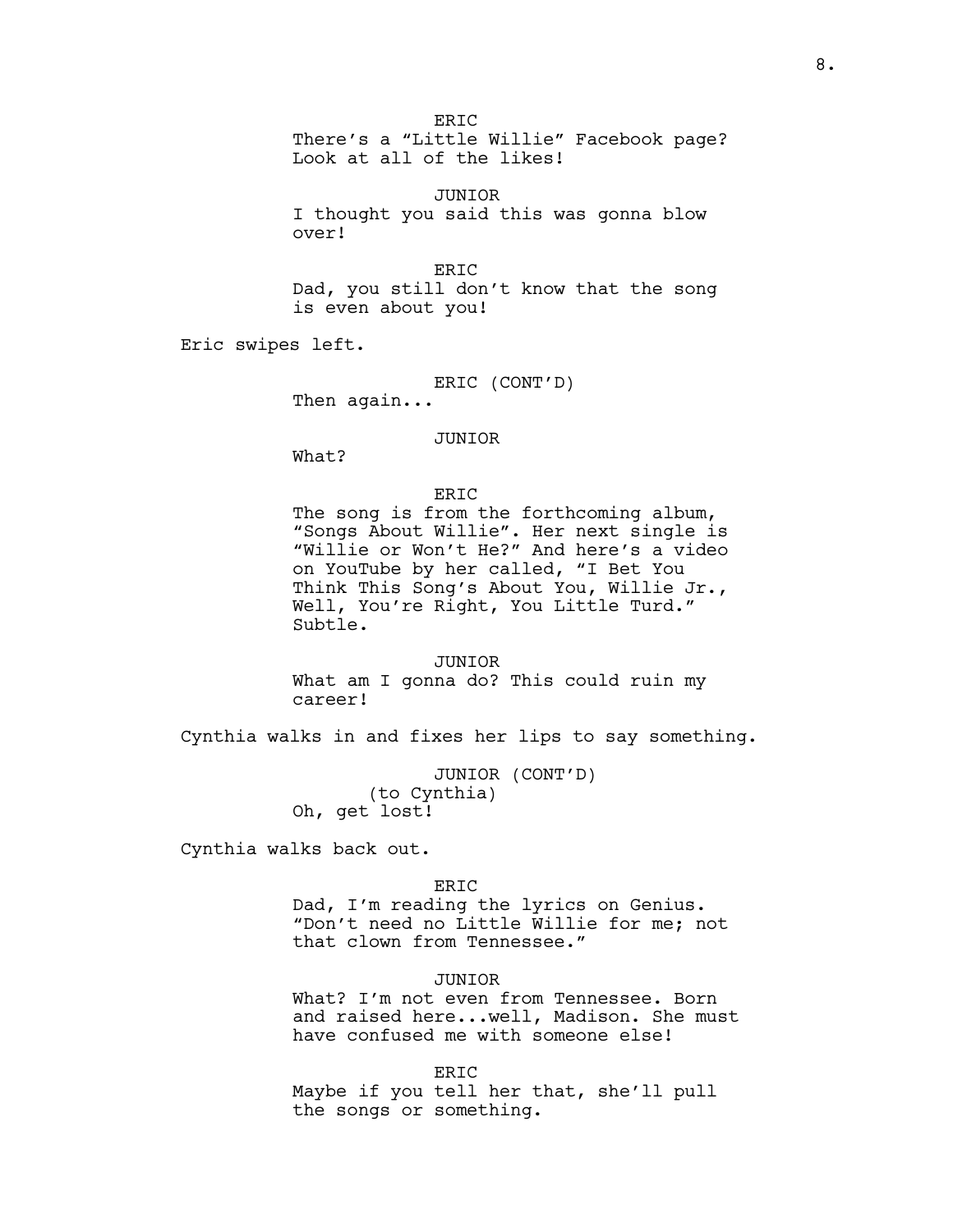ERIC
There's a "Little Willie" Facebook page? Look at all of the likes!

JUNIOR
I thought you said this was gonna blow over!

ERIC
Dad, you still don't know that the song is even about you!

Eric swipes left.

ERIC (CONT'D)
Then again...

JUNIOR
What?

ERIC
The song is from the forthcoming album, "Songs About Willie". Her next single is "Willie or Won't He?" And here's a video on YouTube by her called, "I Bet You Think This Song's About You, Willie Jr., Well, You're Right, You Little Turd." Subtle.

JUNIOR
What am I gonna do? This could ruin my career!

Cynthia walks in and fixes her lips to say something.

JUNIOR (CONT'D)
(to Cynthia)
Oh, get lost!

Cynthia walks back out.

ERIC
Dad, I'm reading the lyrics on Genius. "Don't need no Little Willie for me; not that clown from Tennessee."

JUNIOR
What? I'm not even from Tennessee. Born and raised here...well, Madison. She must have confused me with someone else!

ERIC
Maybe if you tell her that, she'll pull the songs or something.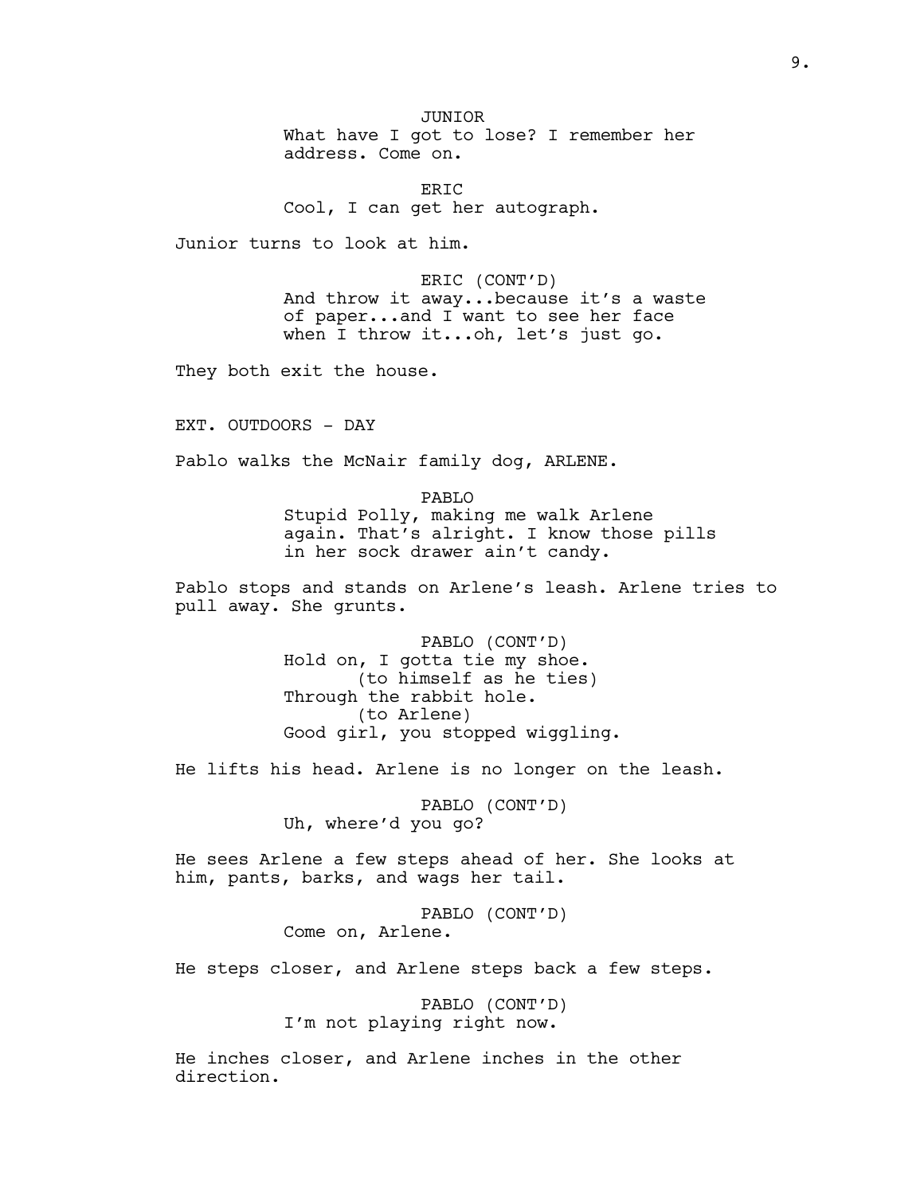JUNIOR
What have I got to lose? I remember her address. Come on.

ERIC
Cool, I can get her autograph.

Junior turns to look at him.

ERIC (CONT'D)
And throw it away...because it's a waste of paper...and I want to see her face when I throw it...oh, let's just go.

They both exit the house.

EXT. OUTDOORS - DAY

Pablo walks the McNair family dog, ARLENE.

PABLO
Stupid Polly, making me walk Arlene again. That's alright. I know those pills in her sock drawer ain't candy.

Pablo stops and stands on Arlene's leash. Arlene tries to pull away. She grunts.

PABLO (CONT'D)
Hold on, I gotta tie my shoe.
(to himself as he ties)
Through the rabbit hole.
(to Arlene)
Good girl, you stopped wiggling.

He lifts his head. Arlene is no longer on the leash.

PABLO (CONT'D)
Uh, where'd you go?

He sees Arlene a few steps ahead of her. She looks at him, pants, barks, and wags her tail.

PABLO (CONT'D)
Come on, Arlene.

He steps closer, and Arlene steps back a few steps.

PABLO (CONT'D)
I'm not playing right now.

He inches closer, and Arlene inches in the other direction.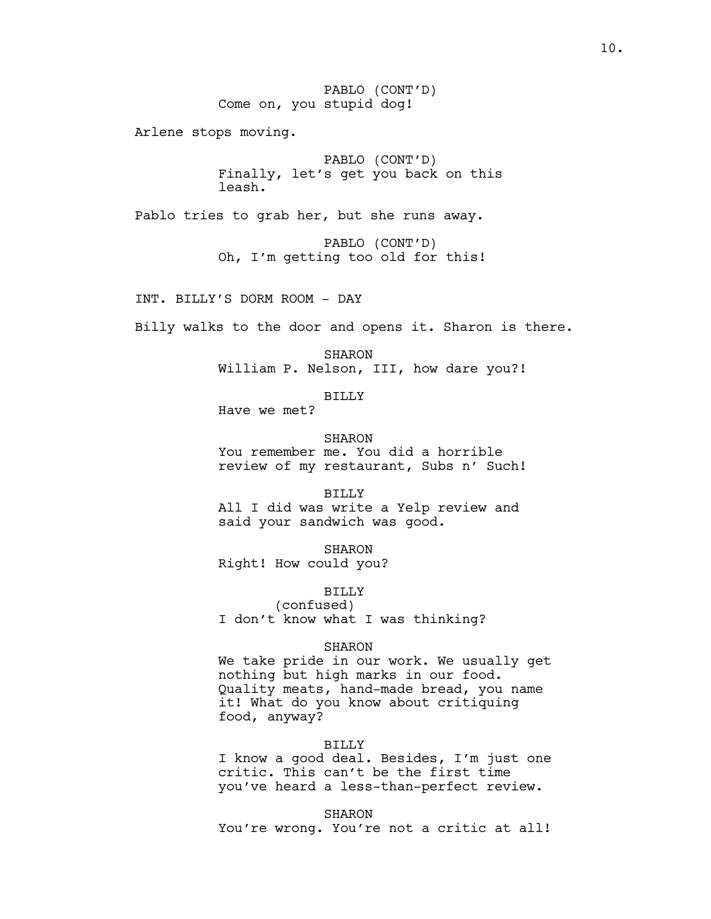PABLO (CONT'D)
Come on, you stupid dog!

Arlene stops moving.

PABLO (CONT'D)
Finally, let's get you back on this leash.

Pablo tries to grab her, but she runs away.

PABLO (CONT'D)
Oh, I'm getting too old for this!

INT. BILLY'S DORM ROOM - DAY

Billy walks to the door and opens it. Sharon is there.

SHARON
William P. Nelson, III, how dare you?!

BILLY
Have we met?

SHARON
You remember me. You did a horrible review of my restaurant, Subs n' Such!

BILLY
All I did was write a Yelp review and said your sandwich was good.

SHARON
Right! How could you?

BILLY
(confused)
I don't know what I was thinking?

SHARON
We take pride in our work. We usually get nothing but high marks in our food. Quality meats, hand-made bread, you name it! What do you know about critiquing food, anyway?

BILLY
I know a good deal. Besides, I'm just one critic. This can't be the first time you've heard a less-than-perfect review.

SHARON
You're wrong. You're not a critic at all!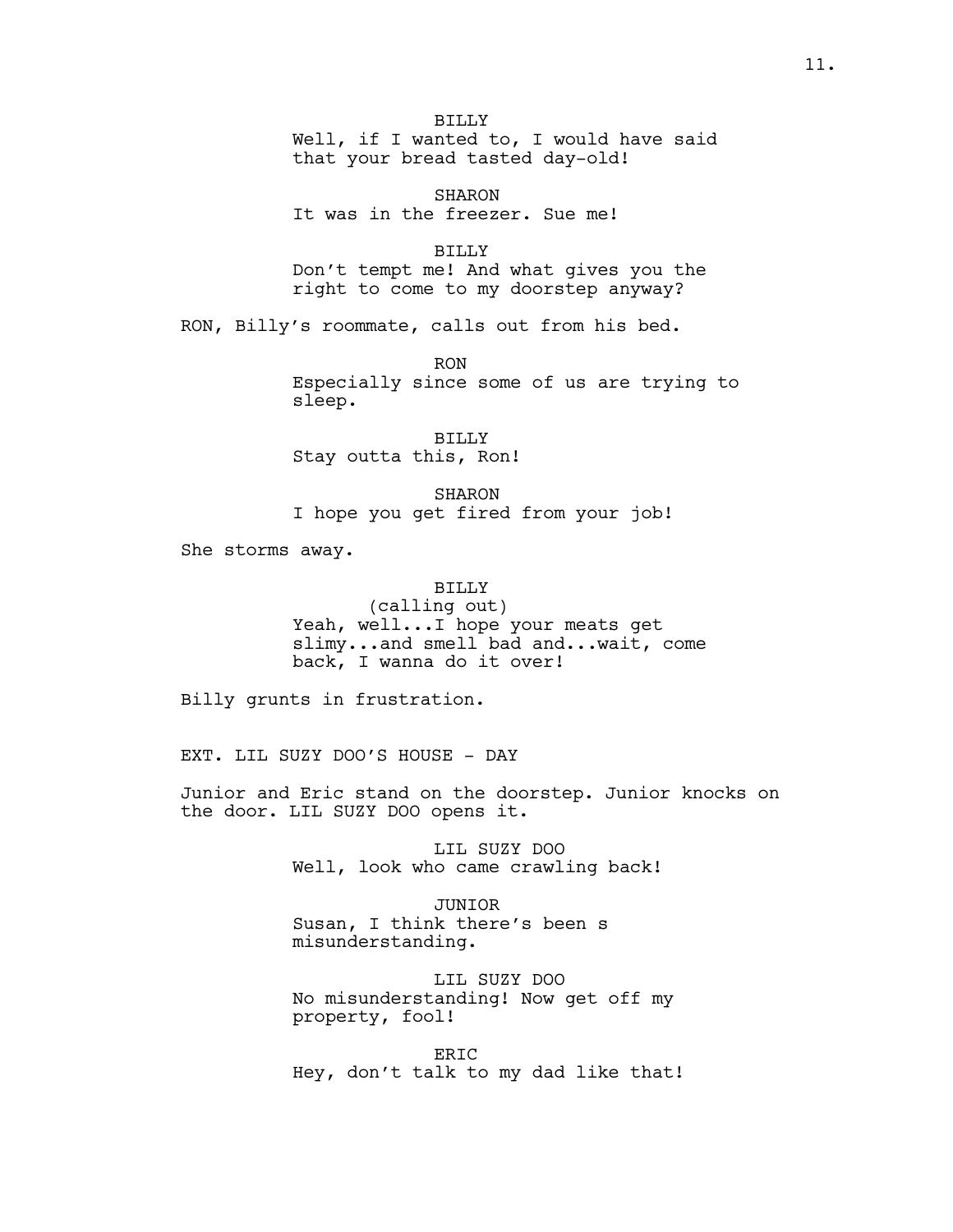BILLY

Well, if I wanted to, I would have said that your bread tasted day-old!

SHARON

It was in the freezer. Sue me!

BILLY

Don't tempt me! And what gives you the right to come to my doorstep anyway?

RON, Billy's roommate, calls out from his bed.

RON

Especially since some of us are trying to sleep.

BILLY

Stay outta this, Ron!

SHARON

I hope you get fired from your job!

She storms away.

BILLY

(calling out)

Yeah, well...I hope your meats get slimy...and smell bad and...wait, come back, I wanna do it over!

Billy grunts in frustration.

EXT. LIL SUZY DOO'S HOUSE - DAY

Junior and Eric stand on the doorstep. Junior knocks on the door. LIL SUZY DOO opens it.

LIL SUZY DOO

Well, look who came crawling back!

JUNIOR

Susan, I think there's been s misunderstanding.

LIL SUZY DOO

No misunderstanding! Now get off my property, fool!

ERIC

Hey, don't talk to my dad like that!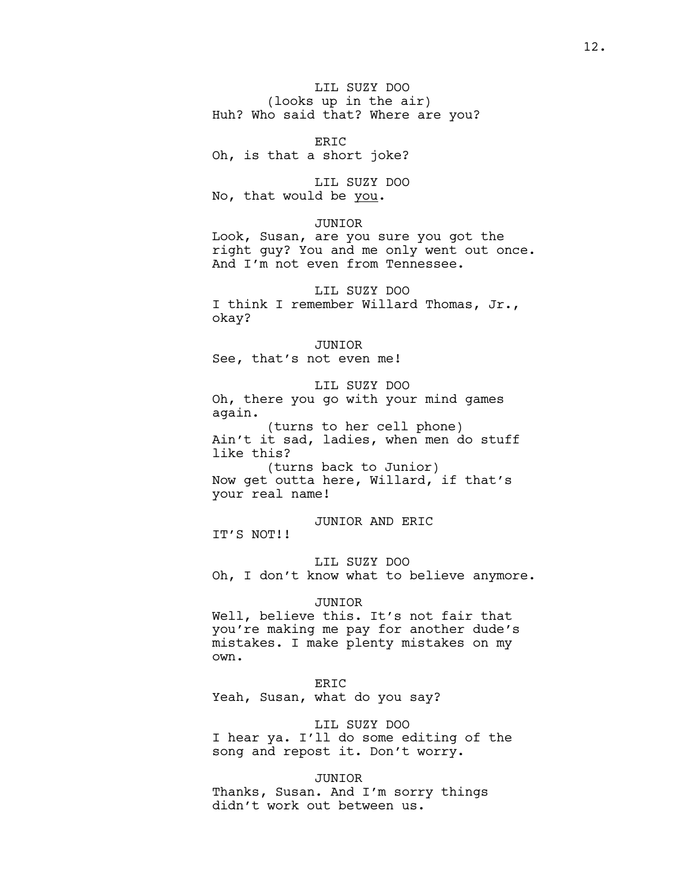LIL SUZY DOO
(looks up in the air)
Huh? Who said that? Where are you?

ERIC
Oh, is that a short joke?

LIL SUZY DOO
No, that would be <u>you</u>.

JUNIOR
Look, Susan, are you sure you got the right guy? You and me only went out once. And I'm not even from Tennessee.

LIL SUZY DOO
I think I remember Willard Thomas, Jr., okay?

JUNIOR
See, that's not even me!

LIL SUZY DOO
Oh, there you go with your mind games again.
(turns to her cell phone)
Ain't it sad, ladies, when men do stuff like this?
(turns back to Junior)
Now get outta here, Willard, if that's your real name!

JUNIOR AND ERIC
IT'S NOT!!

LIL SUZY DOO
Oh, I don't know what to believe anymore.

JUNIOR
Well, believe this. It's not fair that you're making me pay for another dude's mistakes. I make plenty mistakes on my own.

ERIC
Yeah, Susan, what do you say?

LIL SUZY DOO
I hear ya. I'll do some editing of the song and repost it. Don't worry.

JUNIOR
Thanks, Susan. And I'm sorry things didn't work out between us.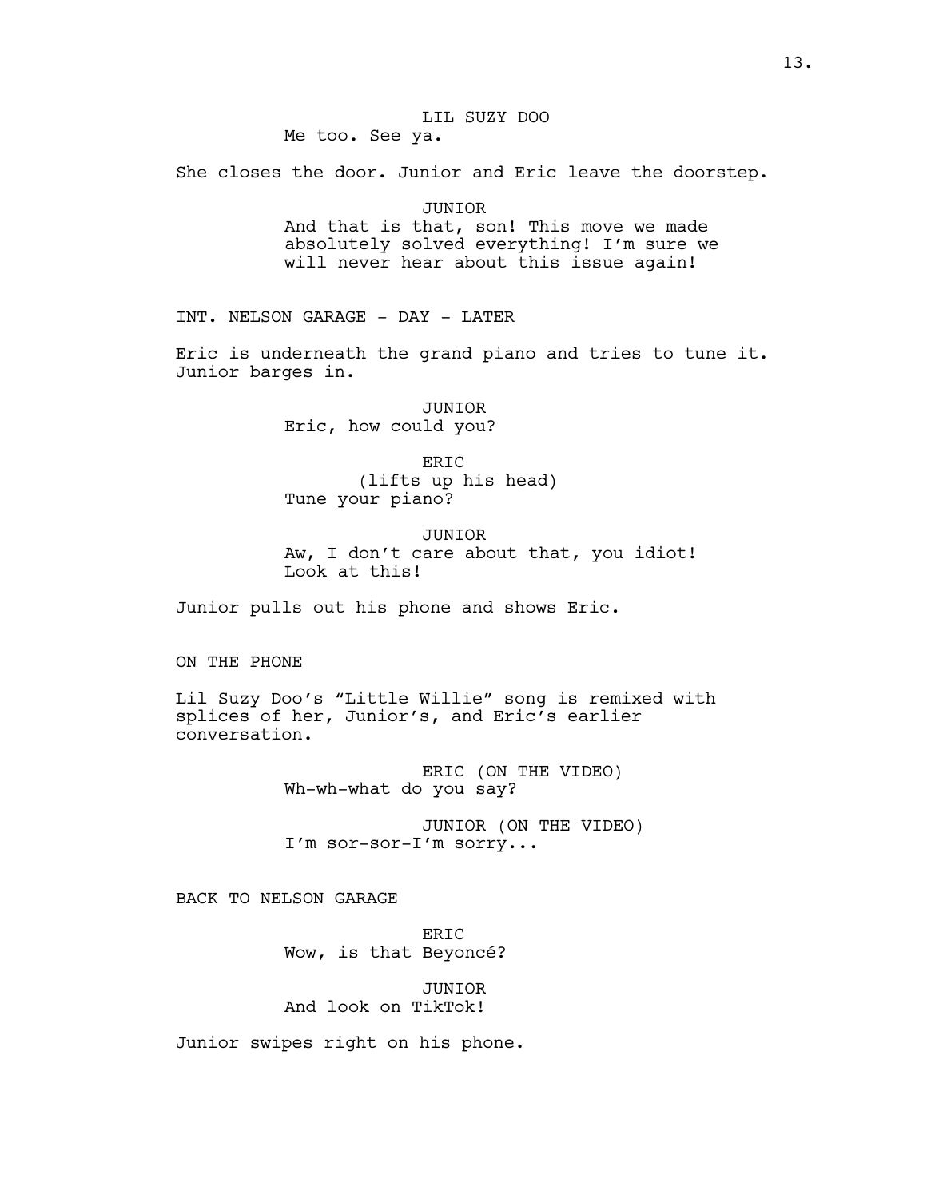LIL SUZY DOO

Me too. See ya.

She closes the door. Junior and Eric leave the doorstep.

JUNIOR

And that is that, son! This move we made absolutely solved everything! I'm sure we will never hear about this issue again!

INT. NELSON GARAGE - DAY - LATER

Eric is underneath the grand piano and tries to tune it. Junior barges in.

JUNIOR

Eric, how could you?

ERIC

(lifts up his head)

Tune your piano?

JUNIOR

Aw, I don't care about that, you idiot! Look at this!

Junior pulls out his phone and shows Eric.

ON THE PHONE

Lil Suzy Doo's "Little Willie" song is remixed with splices of her, Junior's, and Eric's earlier conversation.

ERIC (ON THE VIDEO)

Wh-wh-what do you say?

JUNIOR (ON THE VIDEO)

I'm sor-sor-I'm sorry...

BACK TO NELSON GARAGE

ERIC

Wow, is that Beyoncé?

JUNIOR

And look on TikTok!

Junior swipes right on his phone.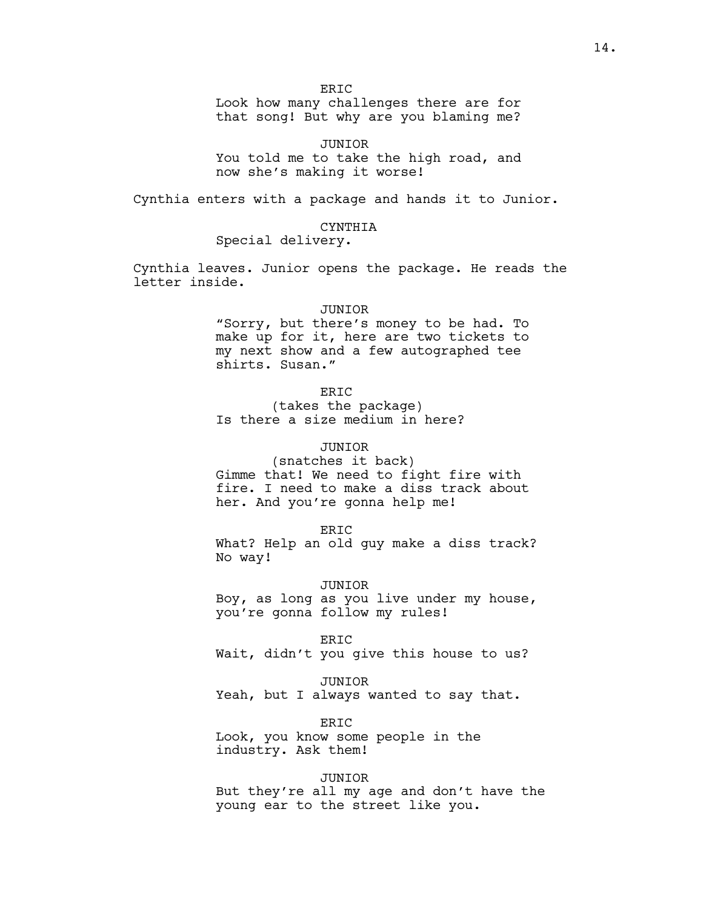ERIC
Look how many challenges there are for that song! But why are you blaming me?

JUNIOR
You told me to take the high road, and now she's making it worse!

Cynthia enters with a package and hands it to Junior.

CYNTHIA
Special delivery.

Cynthia leaves. Junior opens the package. He reads the letter inside.

JUNIOR
"Sorry, but there's money to be had. To make up for it, here are two tickets to my next show and a few autographed tee shirts. Susan."

ERIC
(takes the package)
Is there a size medium in here?

JUNIOR
(snatches it back)
Gimme that! We need to fight fire with fire. I need to make a diss track about her. And you're gonna help me!

ERIC
What? Help an old guy make a diss track? No way!

JUNIOR
Boy, as long as you live under my house, you're gonna follow my rules!

ERIC
Wait, didn't you give this house to us?

JUNIOR
Yeah, but I always wanted to say that.

ERIC
Look, you know some people in the industry. Ask them!

JUNIOR
But they're all my age and don't have the young ear to the street like you.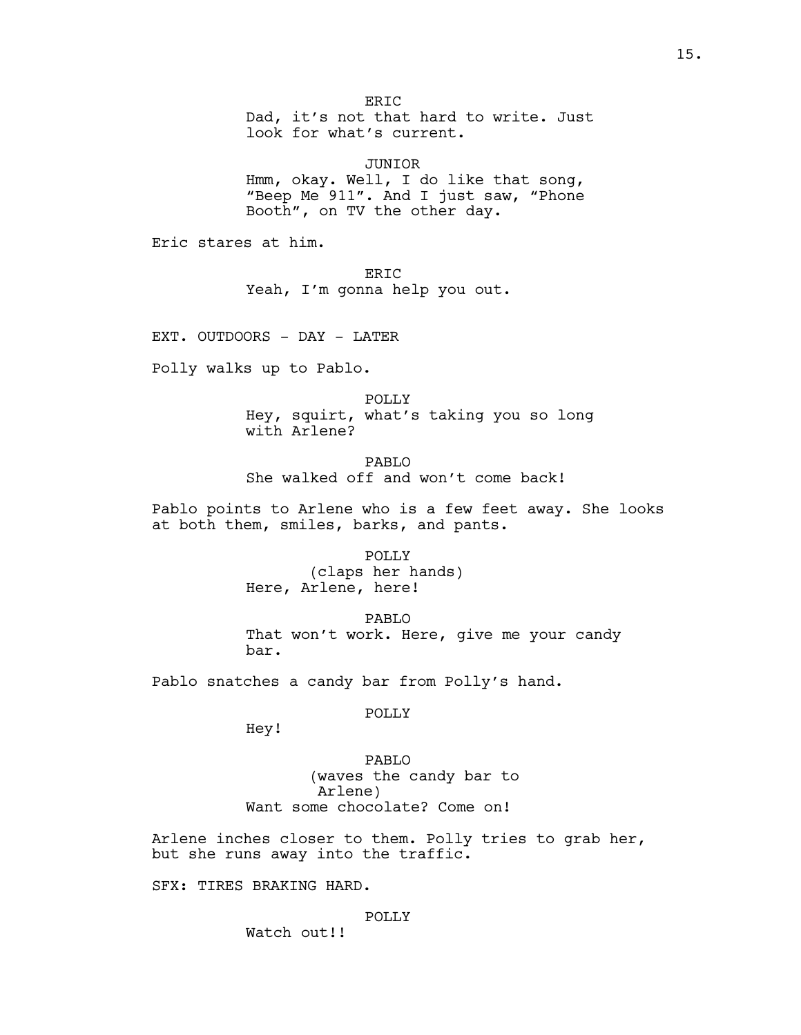ERIC
Dad, it's not that hard to write. Just look for what's current.

JUNIOR
Hmm, okay. Well, I do like that song, "Beep Me 911". And I just saw, "Phone Booth", on TV the other day.

Eric stares at him.

ERIC
Yeah, I'm gonna help you out.

EXT. OUTDOORS - DAY - LATER

Polly walks up to Pablo.

POLLY
Hey, squirt, what's taking you so long with Arlene?

PABLO
She walked off and won't come back!

Pablo points to Arlene who is a few feet away. She looks at both them, smiles, barks, and pants.

POLLY
(claps her hands)
Here, Arlene, here!

PABLO
That won't work. Here, give me your candy bar.

Pablo snatches a candy bar from Polly's hand.

POLLY
Hey!

PABLO
(waves the candy bar to Arlene)
Want some chocolate? Come on!

Arlene inches closer to them. Polly tries to grab her, but she runs away into the traffic.

SFX: TIRES BRAKING HARD.

POLLY
Watch out!!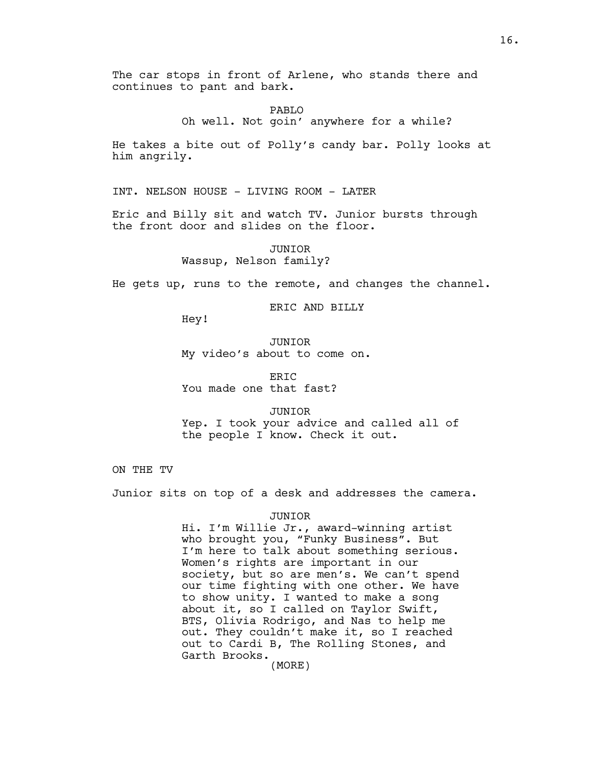The car stops in front of Arlene, who stands there and continues to pant and bark.

PABLO
Oh well. Not goin' anywhere for a while?

He takes a bite out of Polly's candy bar. Polly looks at him angrily.

INT. NELSON HOUSE - LIVING ROOM - LATER

Eric and Billy sit and watch TV. Junior bursts through the front door and slides on the floor.

JUNIOR
Wassup, Nelson family?

He gets up, runs to the remote, and changes the channel.

ERIC AND BILLY
Hey!

JUNIOR
My video's about to come on.

ERIC
You made one that fast?

JUNIOR
Yep. I took your advice and called all of the people I know. Check it out.

ON THE TV

Junior sits on top of a desk and addresses the camera.

JUNIOR
Hi. I'm Willie Jr., award-winning artist who brought you, "Funky Business". But I'm here to talk about something serious. Women's rights are important in our society, but so are men's. We can't spend our time fighting with one other. We have to show unity. I wanted to make a song about it, so I called on Taylor Swift, BTS, Olivia Rodrigo, and Nas to help me out. They couldn't make it, so I reached out to Cardi B, The Rolling Stones, and Garth Brooks.
(MORE)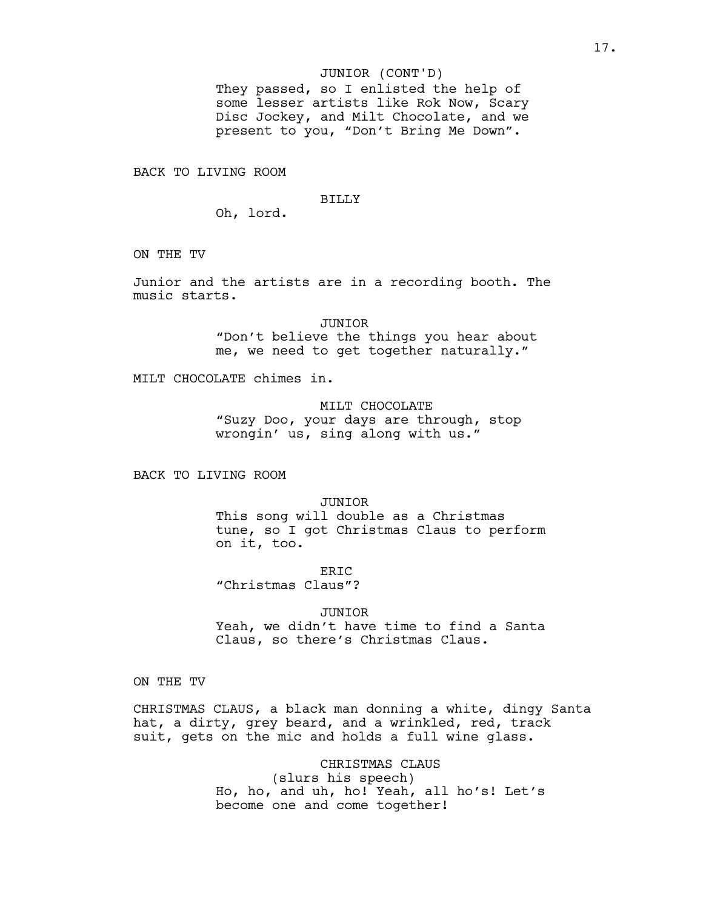JUNIOR (CONT'D)
They passed, so I enlisted the help of some lesser artists like Rok Now, Scary Disc Jockey, and Milt Chocolate, and we present to you, “Don’t Bring Me Down”.

BACK TO LIVING ROOM

BILLY
Oh, lord.

ON THE TV

Junior and the artists are in a recording booth. The music starts.

JUNIOR
“Don’t believe the things you hear about me, we need to get together naturally.”

MILT CHOCOLATE chimes in.

MILT CHOCOLATE
“Suzy Doo, your days are through, stop wrongin’ us, sing along with us.”

BACK TO LIVING ROOM

JUNIOR
This song will double as a Christmas tune, so I got Christmas Claus to perform on it, too.

ERIC
“Christmas Claus”?

JUNIOR
Yeah, we didn’t have time to find a Santa Claus, so there’s Christmas Claus.

ON THE TV

CHRISTMAS CLAUS, a black man donning a white, dingy Santa hat, a dirty, grey beard, and a wrinkled, red, track suit, gets on the mic and holds a full wine glass.

CHRISTMAS CLAUS
(slurs his speech)
Ho, ho, and uh, ho! Yeah, all ho’s! Let’s become one and come together!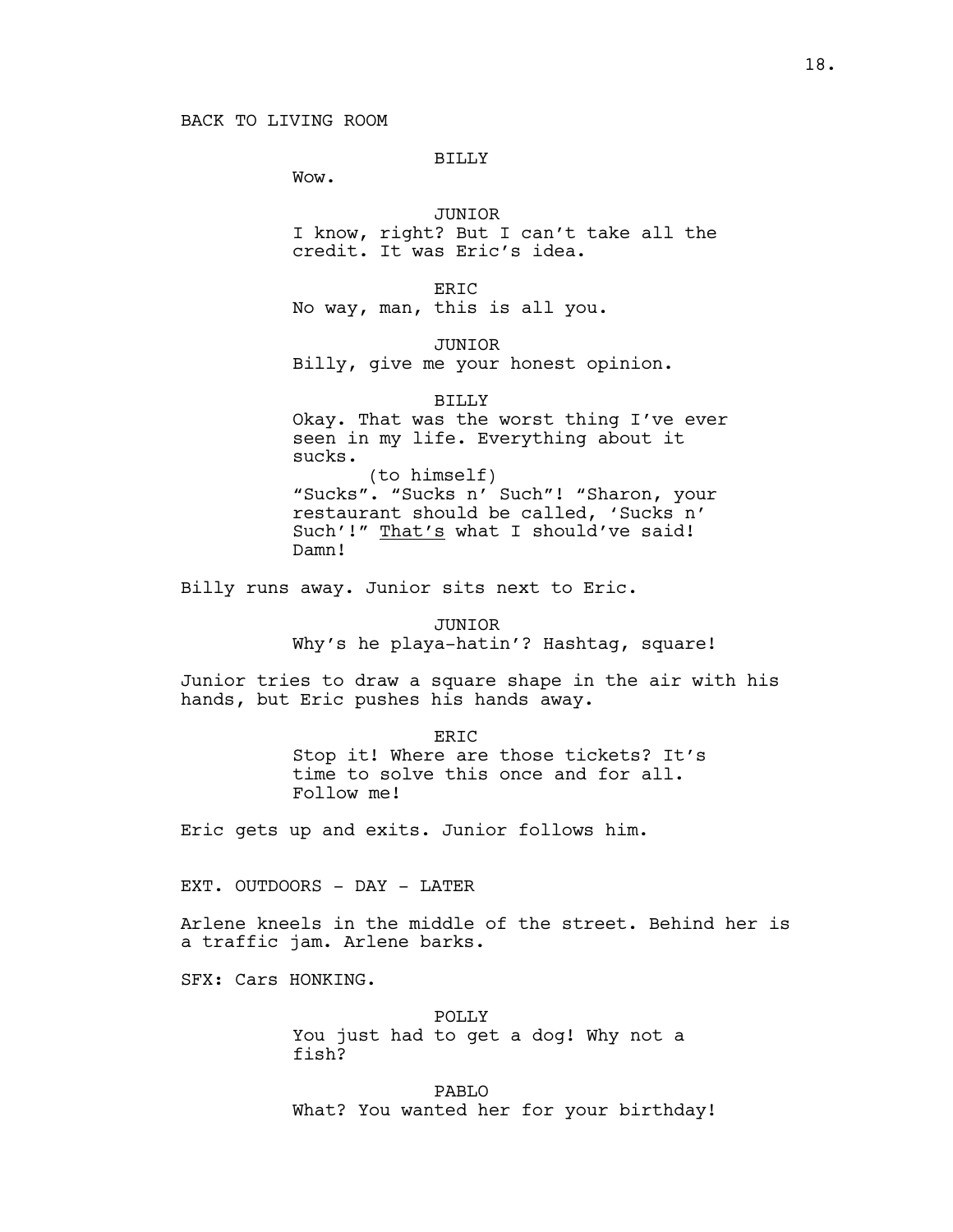BACK TO LIVING ROOM

BILLY
Wow.

JUNIOR
I know, right? But I can't take all the credit. It was Eric's idea.

ERIC
No way, man, this is all you.

JUNIOR
Billy, give me your honest opinion.

BILLY
Okay. That was the worst thing I've ever seen in my life. Everything about it sucks.
(to himself)
"Sucks". "Sucks n' Such"! "Sharon, your restaurant should be called, 'Sucks n' Such'!" <u>That's</u> what I should've said! Damn!

Billy runs away. Junior sits next to Eric.

JUNIOR
Why's he playa-hatin'? Hashtag, square!

Junior tries to draw a square shape in the air with his hands, but Eric pushes his hands away.

ERIC
Stop it! Where are those tickets? It's time to solve this once and for all. Follow me!

Eric gets up and exits. Junior follows him.

EXT. OUTDOORS - DAY - LATER

Arlene kneels in the middle of the street. Behind her is a traffic jam. Arlene barks.

SFX: Cars HONKING.

POLLY
You just had to get a dog! Why not a fish?

PABLO
What? You wanted her for your birthday!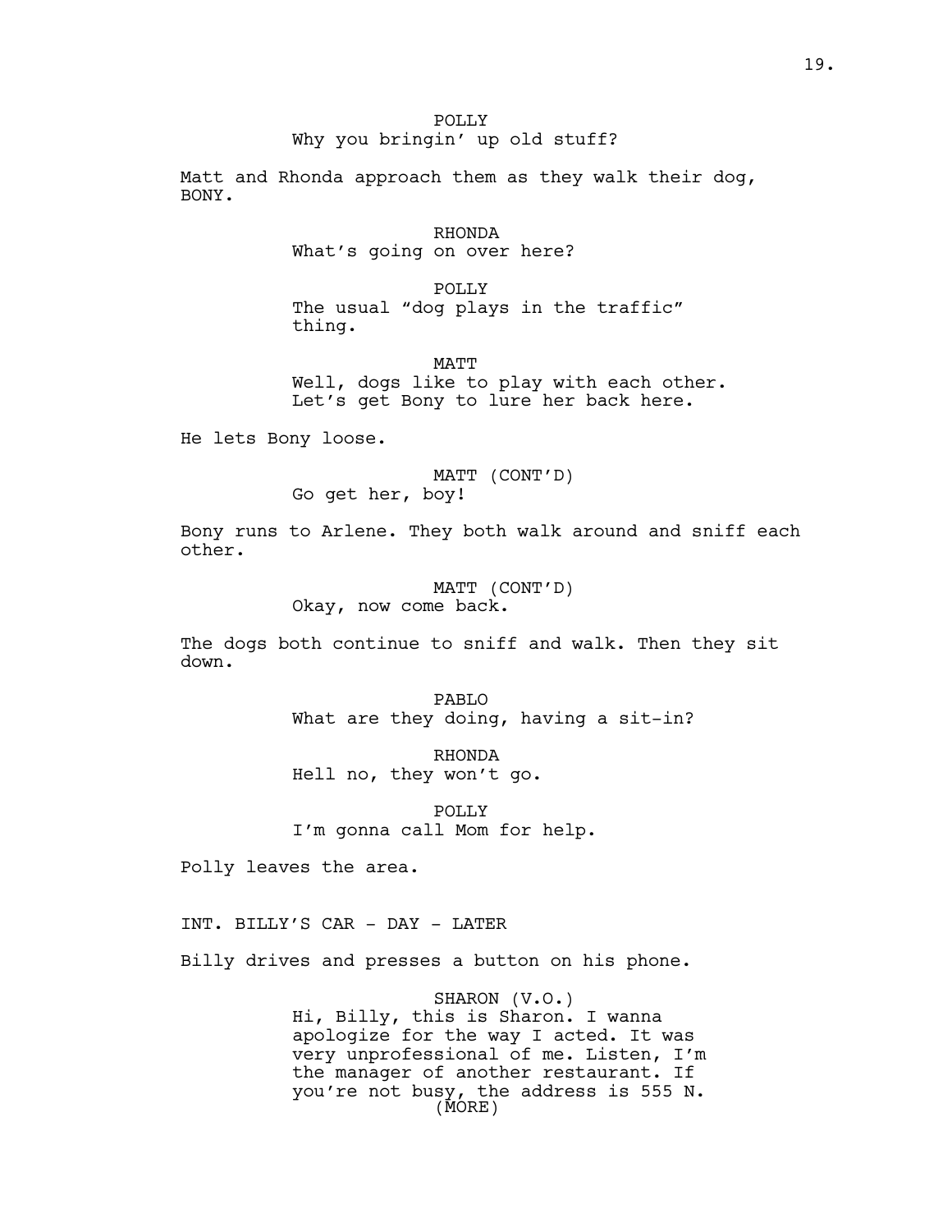POLLY
Why you bringin' up old stuff?

Matt and Rhonda approach them as they walk their dog, BONY.

RHONDA
What's going on over here?

POLLY
The usual "dog plays in the traffic" thing.

MATT
Well, dogs like to play with each other. Let's get Bony to lure her back here.

He lets Bony loose.

MATT (CONT'D)
Go get her, boy!

Bony runs to Arlene. They both walk around and sniff each other.

MATT (CONT'D)
Okay, now come back.

The dogs both continue to sniff and walk. Then they sit down.

PABLO
What are they doing, having a sit-in?

RHONDA
Hell no, they won't go.

POLLY
I'm gonna call Mom for help.

Polly leaves the area.

INT. BILLY'S CAR - DAY - LATER

Billy drives and presses a button on his phone.

SHARON (V.O.)
Hi, Billy, this is Sharon. I wanna apologize for the way I acted. It was very unprofessional of me. Listen, I'm the manager of another restaurant. If you're not busy, the address is 555 N.
(MORE)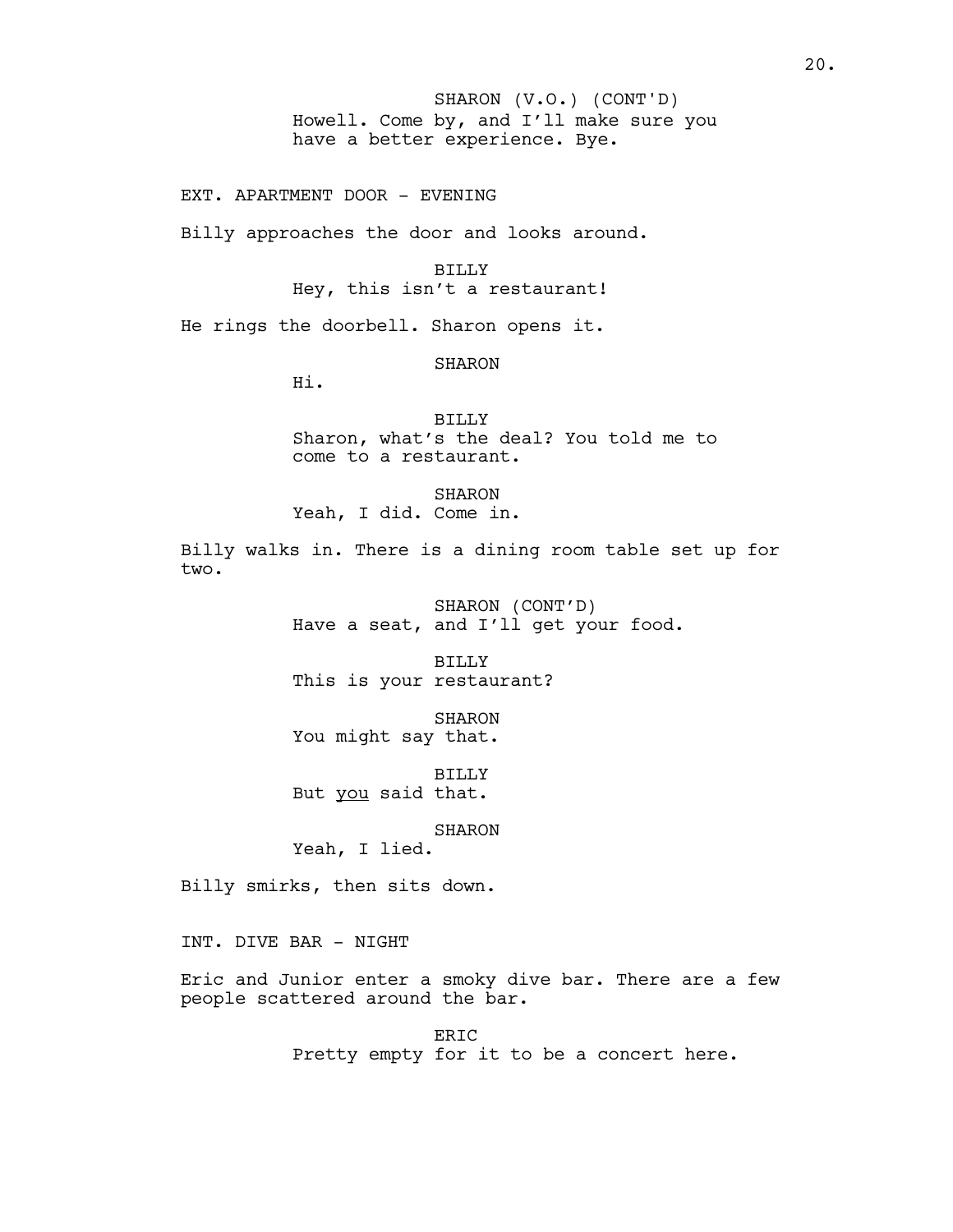SHARON (V.O.) (CONT'D)
Howell. Come by, and I'll make sure you have a better experience. Bye.

EXT. APARTMENT DOOR - EVENING

Billy approaches the door and looks around.

BILLY
Hey, this isn't a restaurant!

He rings the doorbell. Sharon opens it.

SHARON
Hi.

BILLY
Sharon, what's the deal? You told me to come to a restaurant.

SHARON
Yeah, I did. Come in.

Billy walks in. There is a dining room table set up for two.

SHARON (CONT'D)
Have a seat, and I'll get your food.

BILLY
This is your restaurant?

SHARON
You might say that.

BILLY
But <u>you</u> said that.

SHARON
Yeah, I lied.

Billy smirks, then sits down.

INT. DIVE BAR - NIGHT

Eric and Junior enter a smoky dive bar. There are a few people scattered around the bar.

ERIC
Pretty empty for it to be a concert here.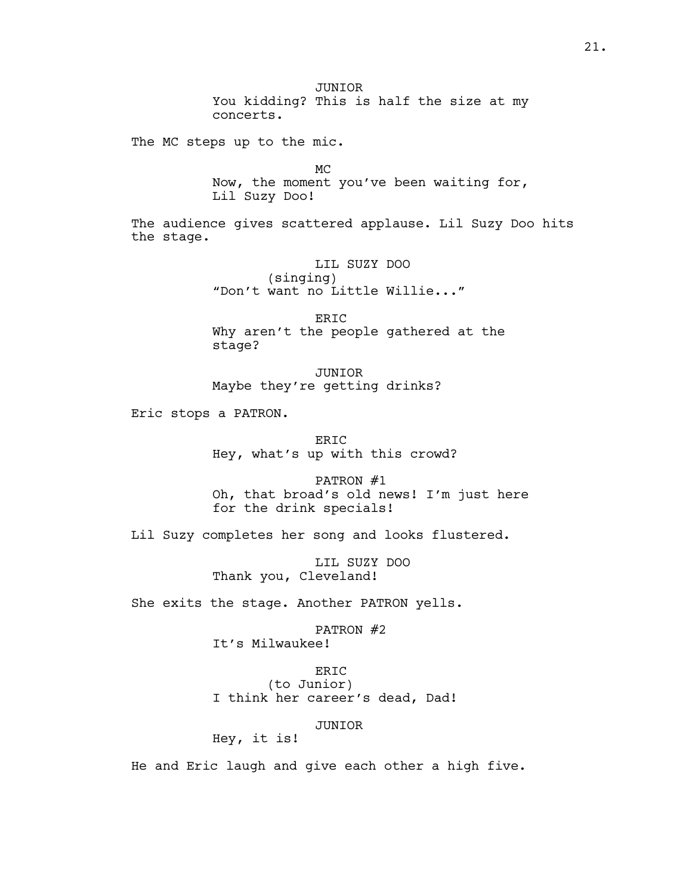JUNIOR
You kidding? This is half the size at my concerts.

The MC steps up to the mic.

MC
Now, the moment you've been waiting for, Lil Suzy Doo!

The audience gives scattered applause. Lil Suzy Doo hits the stage.

LIL SUZY DOO
(singing)
"Don't want no Little Willie..."

ERIC
Why aren't the people gathered at the stage?

JUNIOR
Maybe they're getting drinks?

Eric stops a PATRON.

ERIC
Hey, what's up with this crowd?

PATRON #1
Oh, that broad's old news! I'm just here for the drink specials!

Lil Suzy completes her song and looks flustered.

LIL SUZY DOO
Thank you, Cleveland!

She exits the stage. Another PATRON yells.

PATRON #2
It's Milwaukee!

ERIC
(to Junior)
I think her career's dead, Dad!

JUNIOR
Hey, it is!

He and Eric laugh and give each other a high five.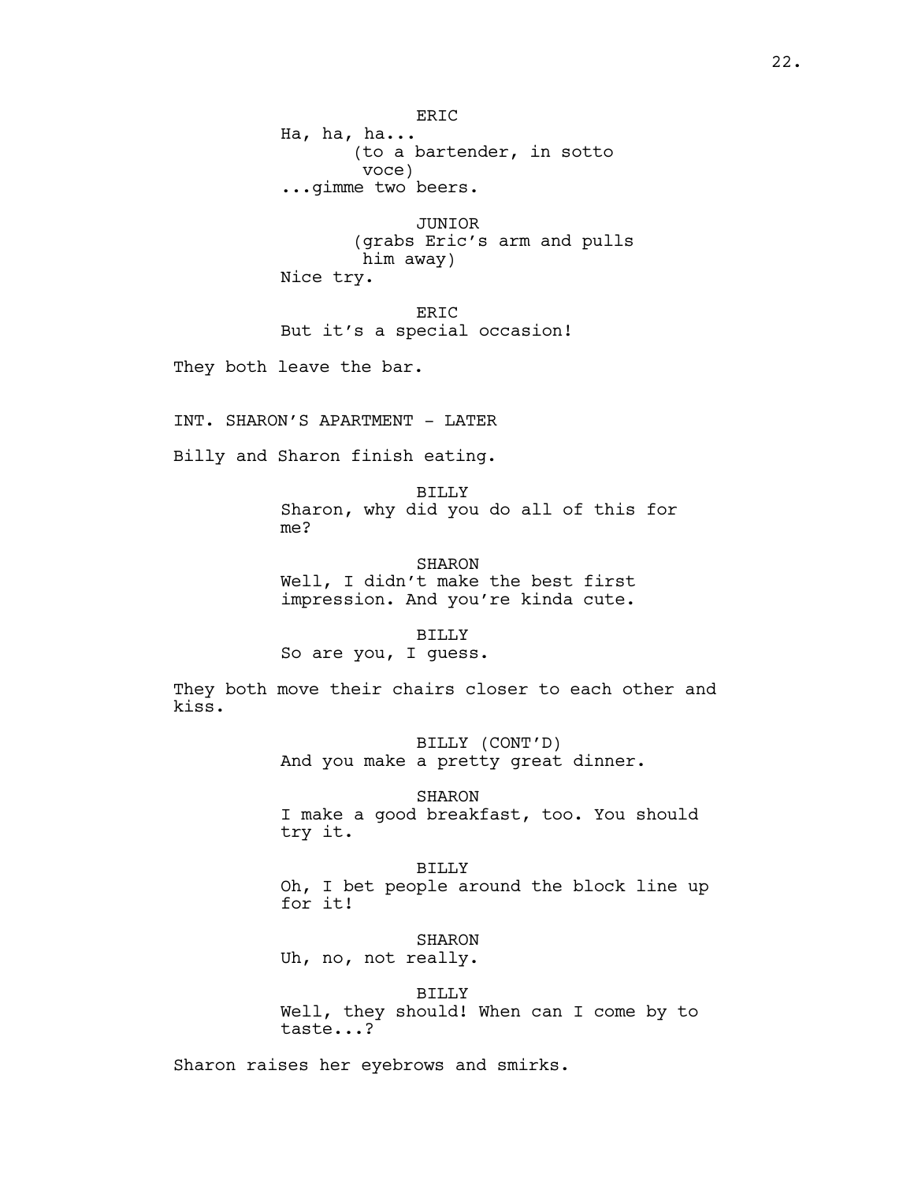ERIC
Ha, ha, ha...
(to a bartender, in sotto voce)
...gimme two beers.

JUNIOR
(grabs Eric's arm and pulls him away)
Nice try.

ERIC
But it's a special occasion!

They both leave the bar.

INT. SHARON'S APARTMENT - LATER

Billy and Sharon finish eating.

BILLY
Sharon, why did you do all of this for me?

SHARON
Well, I didn't make the best first impression. And you're kinda cute.

BILLY
So are you, I guess.

They both move their chairs closer to each other and kiss.

BILLY (CONT'D)
And you make a pretty great dinner.

SHARON
I make a good breakfast, too. You should try it.

BILLY
Oh, I bet people around the block line up for it!

SHARON
Uh, no, not really.

BILLY
Well, they should! When can I come by to taste...?

Sharon raises her eyebrows and smirks.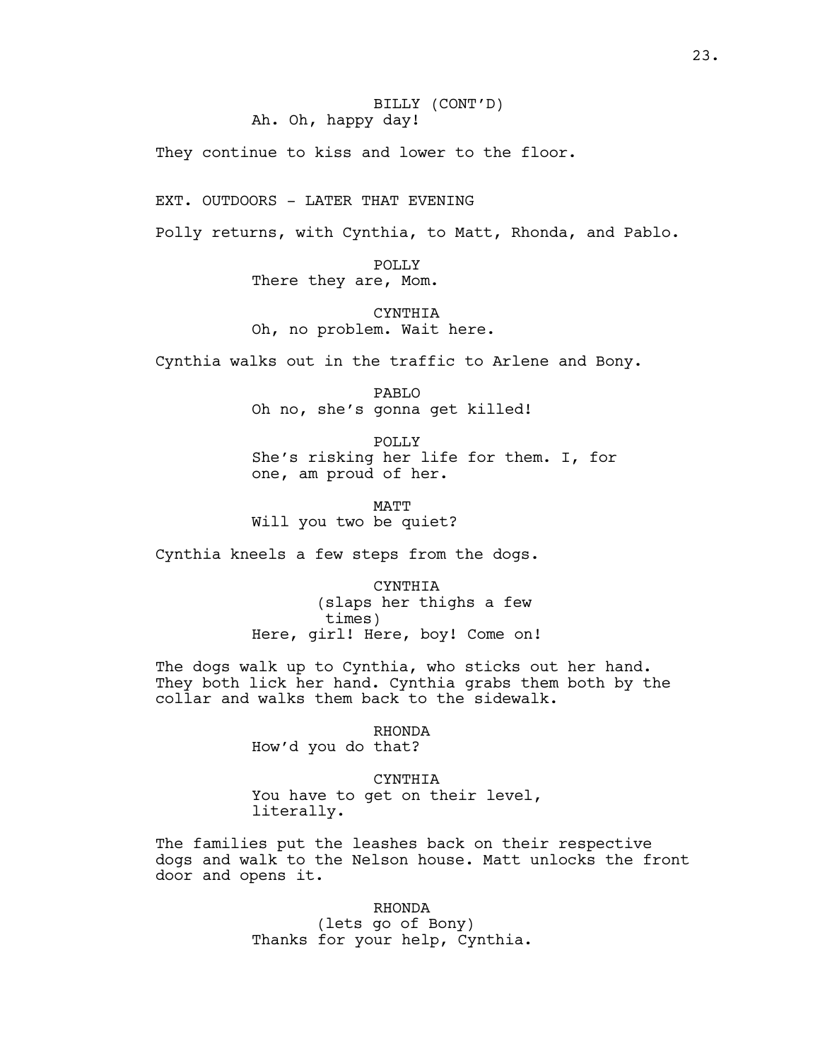BILLY (CONT'D)
Ah. Oh, happy day!

They continue to kiss and lower to the floor.

EXT. OUTDOORS - LATER THAT EVENING

Polly returns, with Cynthia, to Matt, Rhonda, and Pablo.

POLLY
There they are, Mom.

CYNTHIA
Oh, no problem. Wait here.

Cynthia walks out in the traffic to Arlene and Bony.

PABLO
Oh no, she's gonna get killed!

POLLY
She's risking her life for them. I, for one, am proud of her.

MATT
Will you two be quiet?

Cynthia kneels a few steps from the dogs.

CYNTHIA
(slaps her thighs a few times)
Here, girl! Here, boy! Come on!

The dogs walk up to Cynthia, who sticks out her hand. They both lick her hand. Cynthia grabs them both by the collar and walks them back to the sidewalk.

RHONDA
How'd you do that?

CYNTHIA
You have to get on their level, literally.

The families put the leashes back on their respective dogs and walk to the Nelson house. Matt unlocks the front door and opens it.

RHONDA
(lets go of Bony)
Thanks for your help, Cynthia.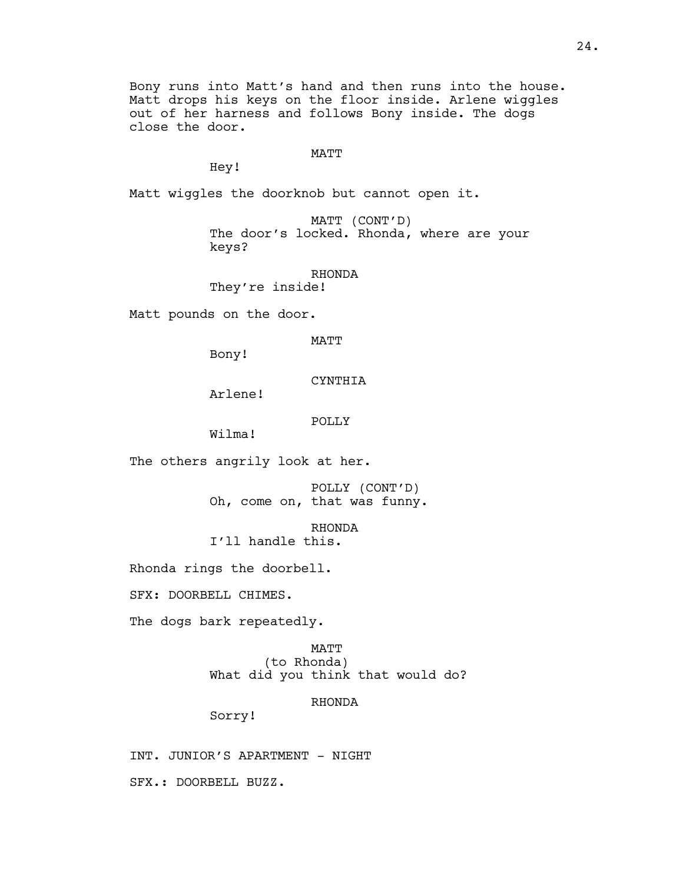Bony runs into Matt's hand and then runs into the house. Matt drops his keys on the floor inside. Arlene wiggles out of her harness and follows Bony inside. The dogs close the door.

MATT
Hey!

Matt wiggles the doorknob but cannot open it.

MATT (CONT'D)
The door's locked. Rhonda, where are your keys?

RHONDA
They're inside!

Matt pounds on the door.

MATT
Bony!

CYNTHIA
Arlene!

POLLY
Wilma!

The others angrily look at her.

POLLY (CONT'D)
Oh, come on, that was funny.

RHONDA
I'll handle this.

Rhonda rings the doorbell.

SFX: DOORBELL CHIMES.

The dogs bark repeatedly.

MATT
(to Rhonda)
What did you think that would do?

RHONDA
Sorry!

INT. JUNIOR'S APARTMENT - NIGHT

SFX.: DOORBELL BUZZ.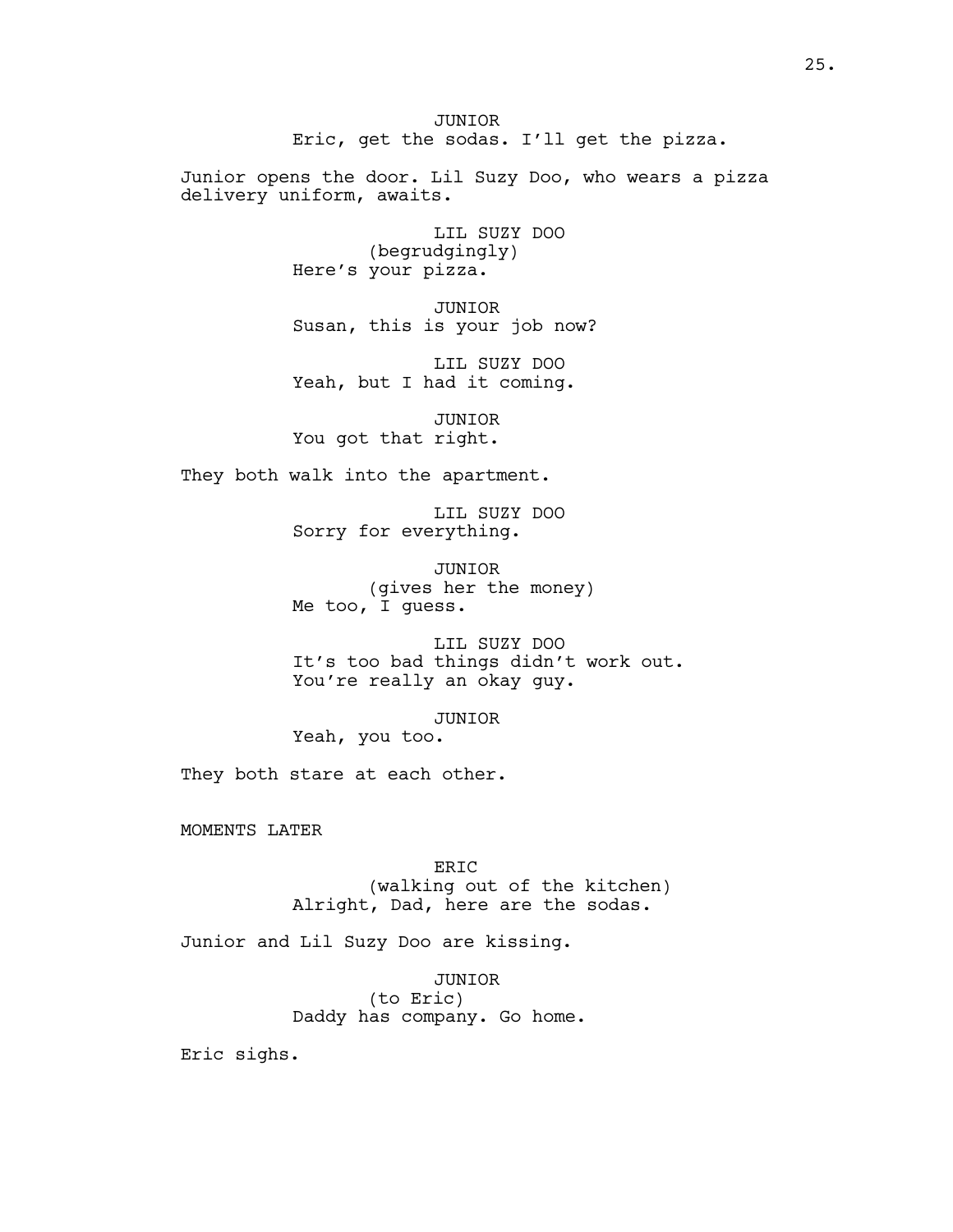JUNIOR
Eric, get the sodas. I'll get the pizza.

Junior opens the door. Lil Suzy Doo, who wears a pizza delivery uniform, awaits.

LIL SUZY DOO
(begrudgingly)
Here's your pizza.

JUNIOR
Susan, this is your job now?

LIL SUZY DOO
Yeah, but I had it coming.

JUNIOR
You got that right.

They both walk into the apartment.

LIL SUZY DOO
Sorry for everything.

JUNIOR
(gives her the money)
Me too, I guess.

LIL SUZY DOO
It's too bad things didn't work out. You're really an okay guy.

JUNIOR
Yeah, you too.

They both stare at each other.

MOMENTS LATER

ERIC
(walking out of the kitchen)
Alright, Dad, here are the sodas.

Junior and Lil Suzy Doo are kissing.

JUNIOR
(to Eric)
Daddy has company. Go home.

Eric sighs.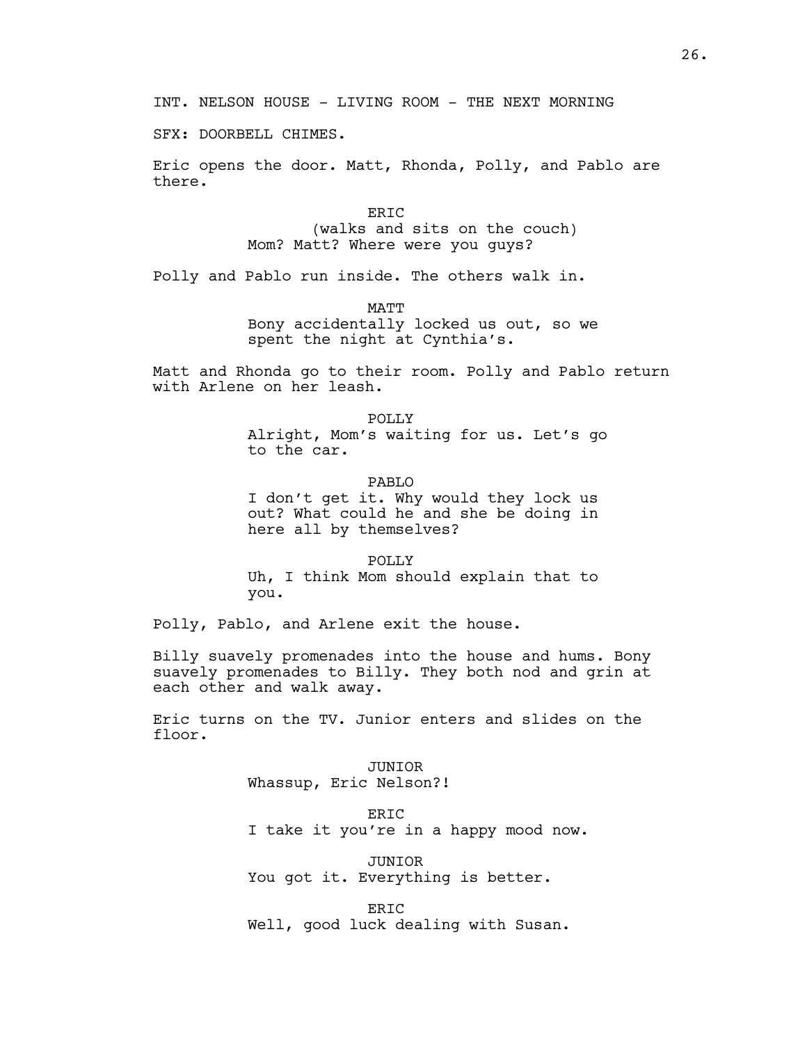INT. NELSON HOUSE - LIVING ROOM - THE NEXT MORNING

SFX: DOORBELL CHIMES.

Eric opens the door. Matt, Rhonda, Polly, and Pablo are there.

ERIC
(walks and sits on the couch)
Mom? Matt? Where were you guys?

Polly and Pablo run inside. The others walk in.

MATT
Bony accidentally locked us out, so we spent the night at Cynthia's.

Matt and Rhonda go to their room. Polly and Pablo return with Arlene on her leash.

POLLY
Alright, Mom's waiting for us. Let's go to the car.

PABLO
I don't get it. Why would they lock us out? What could he and she be doing in here all by themselves?

POLLY
Uh, I think Mom should explain that to you.

Polly, Pablo, and Arlene exit the house.

Billy suavely promenades into the house and hums. Bony suavely promenades to Billy. They both nod and grin at each other and walk away.

Eric turns on the TV. Junior enters and slides on the floor.

JUNIOR
Whassup, Eric Nelson?!

ERIC
I take it you're in a happy mood now.

JUNIOR
You got it. Everything is better.

ERIC
Well, good luck dealing with Susan.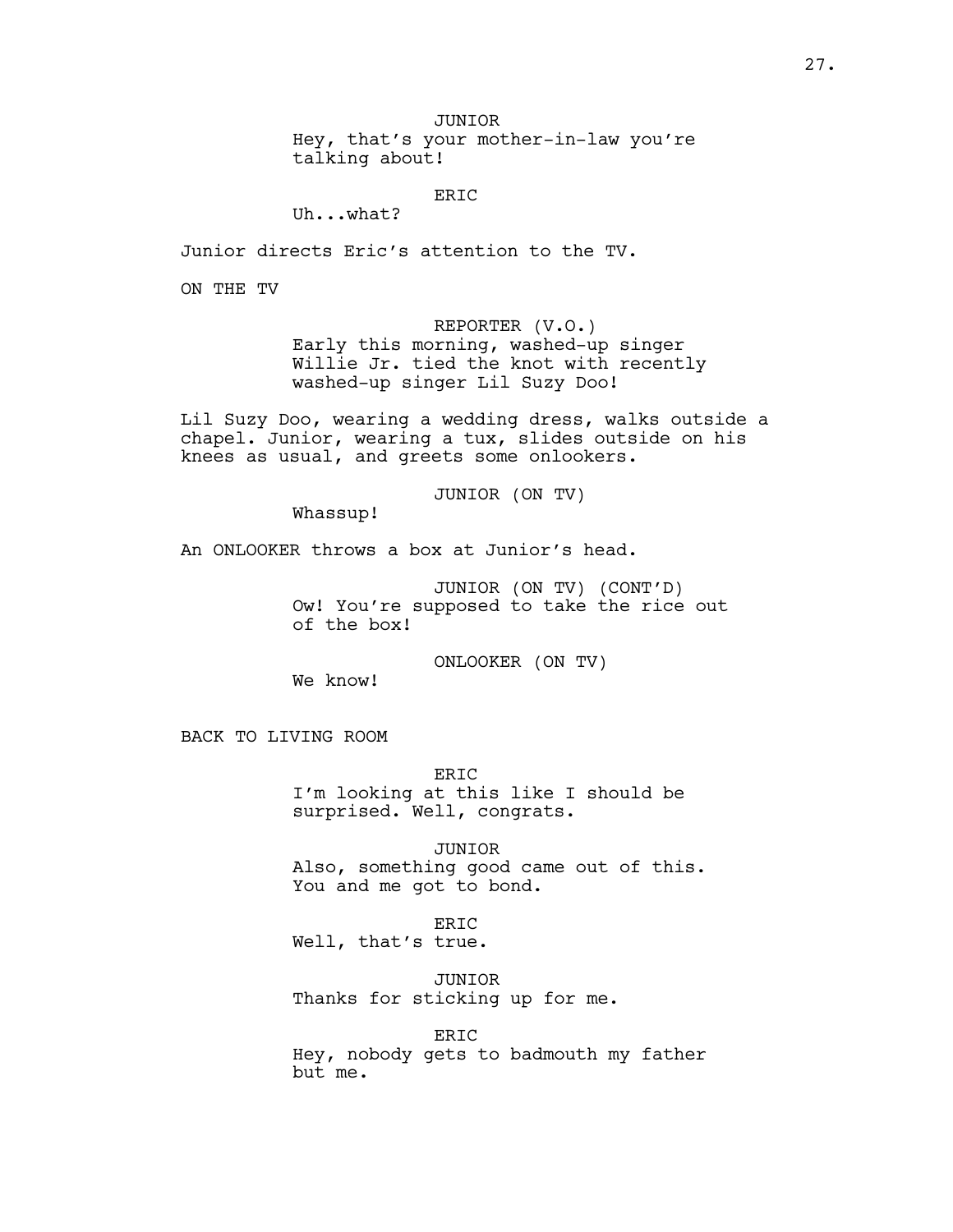JUNIOR
Hey, that's your mother-in-law you're talking about!

ERIC
Uh...what?

Junior directs Eric's attention to the TV.

ON THE TV

REPORTER (V.O.)
Early this morning, washed-up singer Willie Jr. tied the knot with recently washed-up singer Lil Suzy Doo!

Lil Suzy Doo, wearing a wedding dress, walks outside a chapel. Junior, wearing a tux, slides outside on his knees as usual, and greets some onlookers.

JUNIOR (ON TV)
Whassup!

An ONLOOKER throws a box at Junior's head.

JUNIOR (ON TV) (CONT'D)
Ow! You're supposed to take the rice out of the box!

ONLOOKER (ON TV)
We know!

BACK TO LIVING ROOM

ERIC
I'm looking at this like I should be surprised. Well, congrats.

JUNIOR
Also, something good came out of this. You and me got to bond.

ERIC
Well, that's true.

JUNIOR
Thanks for sticking up for me.

ERIC
Hey, nobody gets to badmouth my father but me.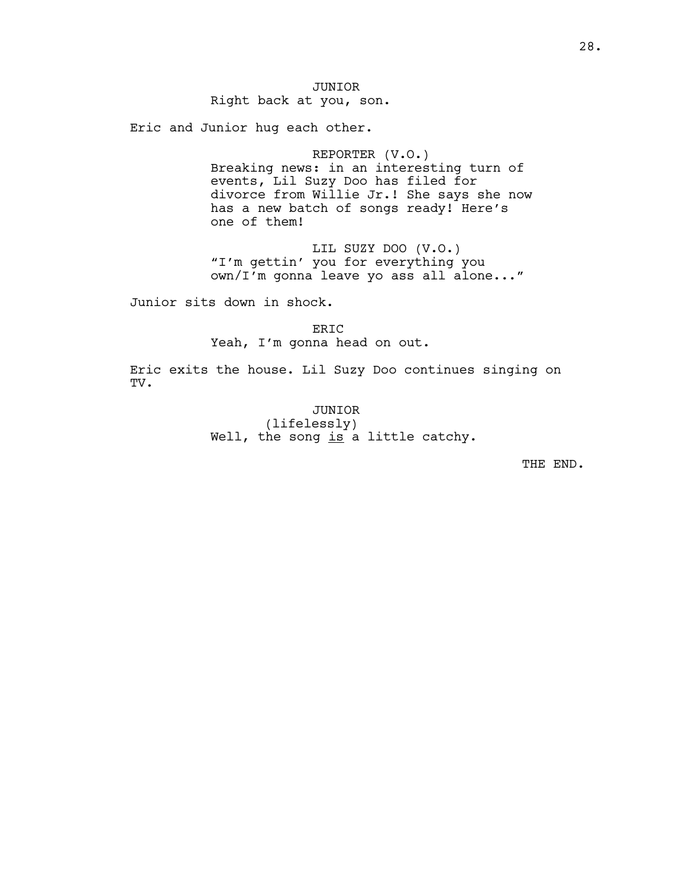JUNIOR
Right back at you, son.

Eric and Junior hug each other.

REPORTER (V.O.)
Breaking news: in an interesting turn of events, Lil Suzy Doo has filed for divorce from Willie Jr.! She says she now has a new batch of songs ready! Here's one of them!

LIL SUZY DOO (V.O.)
"I'm gettin' you for everything you own/I'm gonna leave yo ass all alone..."

Junior sits down in shock.

ERIC
Yeah, I'm gonna head on out.

Eric exits the house. Lil Suzy Doo continues singing on TV.

JUNIOR
(lifelessly)
Well, the song <u>is</u> a little catchy.

THE END.